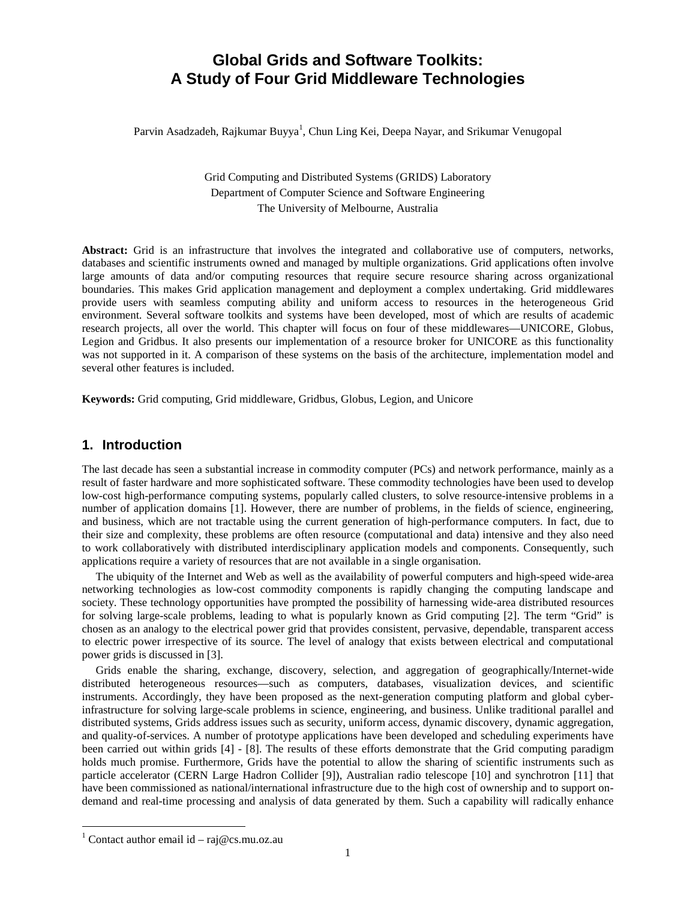# Global Grids and Software Toolkits: A Study of Four Grid Middleware Technologies

Parvin Asadzadeh, Rajkumar Buyya[1], Chun Ling Kei, Deepa Nayar, and Srikumar Venugopal

Grid Computing and Distributed Systems (GRIDS) Laboratory
Department of Computer Science and Software Engineering
The University of Melbourne, Australia

**Abstract:** Grid is an infrastructure that involves the integrated and collaborative use of computers, networks, databases and scientific instruments owned and managed by multiple organizations. Grid applications often involve large amounts of data and/or computing resources that require secure resource sharing across organizational boundaries. This makes Grid application management and deployment a complex undertaking. Grid middlewares provide users with seamless computing ability and uniform access to resources in the heterogeneous Grid environment. Several software toolkits and systems have been developed, most of which are results of academic research projects, all over the world. This chapter will focus on four of these middlewares—UNICORE, Globus, Legion and Gridbus. It also presents our implementation of a resource broker for UNICORE as this functionality was not supported in it. A comparison of these systems on the basis of the architecture, implementation model and several other features is included.

**Keywords:** Grid computing, Grid middleware, Gridbus, Globus, Legion, and Unicore

## 1. Introduction

The last decade has seen a substantial increase in commodity computer (PCs) and network performance, mainly as a result of faster hardware and more sophisticated software. These commodity technologies have been used to develop low-cost high-performance computing systems, popularly called clusters, to solve resource-intensive problems in a number of application domains [1]. However, there are number of problems, in the fields of science, engineering, and business, which are not tractable using the current generation of high-performance computers. In fact, due to their size and complexity, these problems are often resource (computational and data) intensive and they also need to work collaboratively with distributed interdisciplinary application models and components. Consequently, such applications require a variety of resources that are not available in a single organisation.

The ubiquity of the Internet and Web as well as the availability of powerful computers and high-speed wide-area networking technologies as low-cost commodity components is rapidly changing the computing landscape and society. These technology opportunities have prompted the possibility of harnessing wide-area distributed resources for solving large-scale problems, leading to what is popularly known as Grid computing [2]. The term "Grid" is chosen as an analogy to the electrical power grid that provides consistent, pervasive, dependable, transparent access to electric power irrespective of its source. The level of analogy that exists between electrical and computational power grids is discussed in [3].

Grids enable the sharing, exchange, discovery, selection, and aggregation of geographically/Internet-wide distributed heterogeneous resources—such as computers, databases, visualization devices, and scientific instruments. Accordingly, they have been proposed as the next-generation computing platform and global cyber-infrastructure for solving large-scale problems in science, engineering, and business. Unlike traditional parallel and distributed systems, Grids address issues such as security, uniform access, dynamic discovery, dynamic aggregation, and quality-of-services. A number of prototype applications have been developed and scheduling experiments have been carried out within grids [4] - [8]. The results of these efforts demonstrate that the Grid computing paradigm holds much promise. Furthermore, Grids have the potential to allow the sharing of scientific instruments such as particle accelerator (CERN Large Hadron Collider [9]), Australian radio telescope [10] and synchrotron [11] that have been commissioned as national/international infrastructure due to the high cost of ownership and to support on-demand and real-time processing and analysis of data generated by them. Such a capability will radically enhance

[1] Contact author email id – raj@cs.mu.oz.au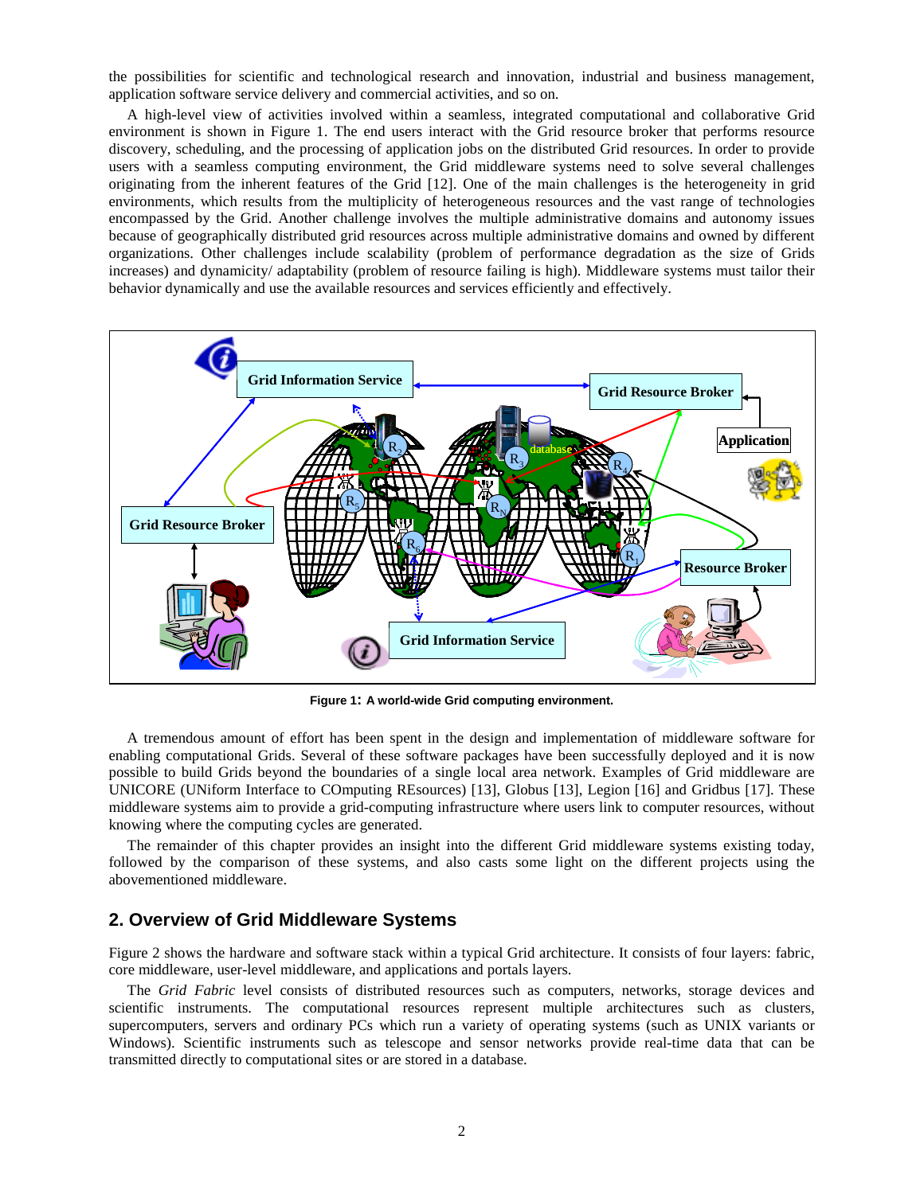the possibilities for scientific and technological research and innovation, industrial and business management, application software service delivery and commercial activities, and so on.

A high-level view of activities involved within a seamless, integrated computational and collaborative Grid environment is shown in Figure 1. The end users interact with the Grid resource broker that performs resource discovery, scheduling, and the processing of application jobs on the distributed Grid resources. In order to provide users with a seamless computing environment, the Grid middleware systems need to solve several challenges originating from the inherent features of the Grid [12]. One of the main challenges is the heterogeneity in grid environments, which results from the multiplicity of heterogeneous resources and the vast range of technologies encompassed by the Grid. Another challenge involves the multiple administrative domains and autonomy issues because of geographically distributed grid resources across multiple administrative domains and owned by different organizations. Other challenges include scalability (problem of performance degradation as the size of Grids increases) and dynamicity/ adaptability (problem of resource failing is high). Middleware systems must tailor their behavior dynamically and use the available resources and services efficiently and effectively.

**Figure 1: A world-wide Grid computing environment.**

A tremendous amount of effort has been spent in the design and implementation of middleware software for enabling computational Grids. Several of these software packages have been successfully deployed and it is now possible to build Grids beyond the boundaries of a single local area network. Examples of Grid middleware are UNICORE (UNiform Interface to COmputing REsources) [13], Globus [13], Legion [16] and Gridbus [17]. These middleware systems aim to provide a grid-computing infrastructure where users link to computer resources, without knowing where the computing cycles are generated.

The remainder of this chapter provides an insight into the different Grid middleware systems existing today, followed by the comparison of these systems, and also casts some light on the different projects using the abovementioned middleware.

## 2. Overview of Grid Middleware Systems

Figure 2 shows the hardware and software stack within a typical Grid architecture. It consists of four layers: fabric, core middleware, user-level middleware, and applications and portals layers.

The *Grid Fabric* level consists of distributed resources such as computers, networks, storage devices and scientific instruments. The computational resources represent multiple architectures such as clusters, supercomputers, servers and ordinary PCs which run a variety of operating systems (such as UNIX variants or Windows). Scientific instruments such as telescope and sensor networks provide real-time data that can be transmitted directly to computational sites or are stored in a database.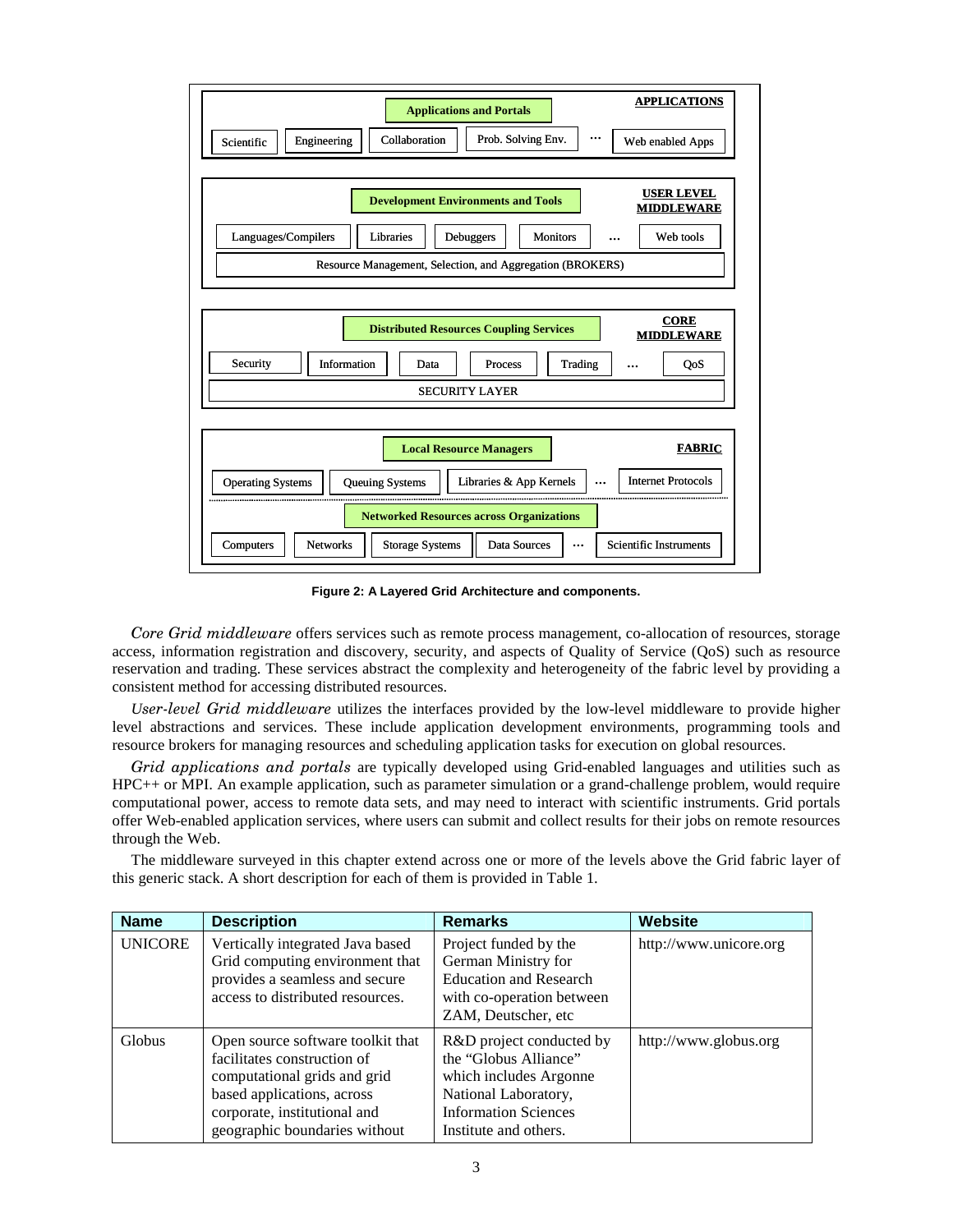APPLICATIONS

Applications and Portals

Scientific | Engineering | Collaboration | Prob. Solving Env. | … | Web enabled Apps

USER LEVEL MIDDLEWARE

Development Environments and Tools

Languages/Compilers | Libraries | Debuggers | Monitors | … | Web tools

Resource Management, Selection, and Aggregation (BROKERS)

CORE MIDDLEWARE

Distributed Resources Coupling Services

Security | Information | Data | Process | Trading | … | QoS

SECURITY LAYER

FABRIC

Local Resource Managers

Operating Systems | Queuing Systems | Libraries & App Kernels | … | Internet Protocols

Networked Resources across Organizations

Computers | Networks | Storage Systems | Data Sources | … | Scientific Instruments

**Figure 2: A Layered Grid Architecture and components.**

*Core Grid middleware* offers services such as remote process management, co-allocation of resources, storage access, information registration and discovery, security, and aspects of Quality of Service (QoS) such as resource reservation and trading. These services abstract the complexity and heterogeneity of the fabric level by providing a consistent method for accessing distributed resources.

*User-level Grid middleware* utilizes the interfaces provided by the low-level middleware to provide higher level abstractions and services. These include application development environments, programming tools and resource brokers for managing resources and scheduling application tasks for execution on global resources.

*Grid applications and portals* are typically developed using Grid-enabled languages and utilities such as HPC++ or MPI. An example application, such as parameter simulation or a grand-challenge problem, would require computational power, access to remote data sets, and may need to interact with scientific instruments. Grid portals offer Web-enabled application services, where users can submit and collect results for their jobs on remote resources through the Web.

The middleware surveyed in this chapter extend across one or more of the levels above the Grid fabric layer of this generic stack. A short description for each of them is provided in Table 1.

| Name | Description | Remarks | Website |
|---|---|---|---|
| UNICORE | Vertically integrated Java based Grid computing environment that provides a seamless and secure access to distributed resources. | Project funded by the German Ministry for Education and Research with co-operation between ZAM, Deutscher, etc | http://www.unicore.org |
| Globus | Open source software toolkit that facilitates construction of computational grids and grid based applications, across corporate, institutional and geographic boundaries without | R&D project conducted by the "Globus Alliance" which includes Argonne National Laboratory, Information Sciences Institute and others. | http://www.globus.org |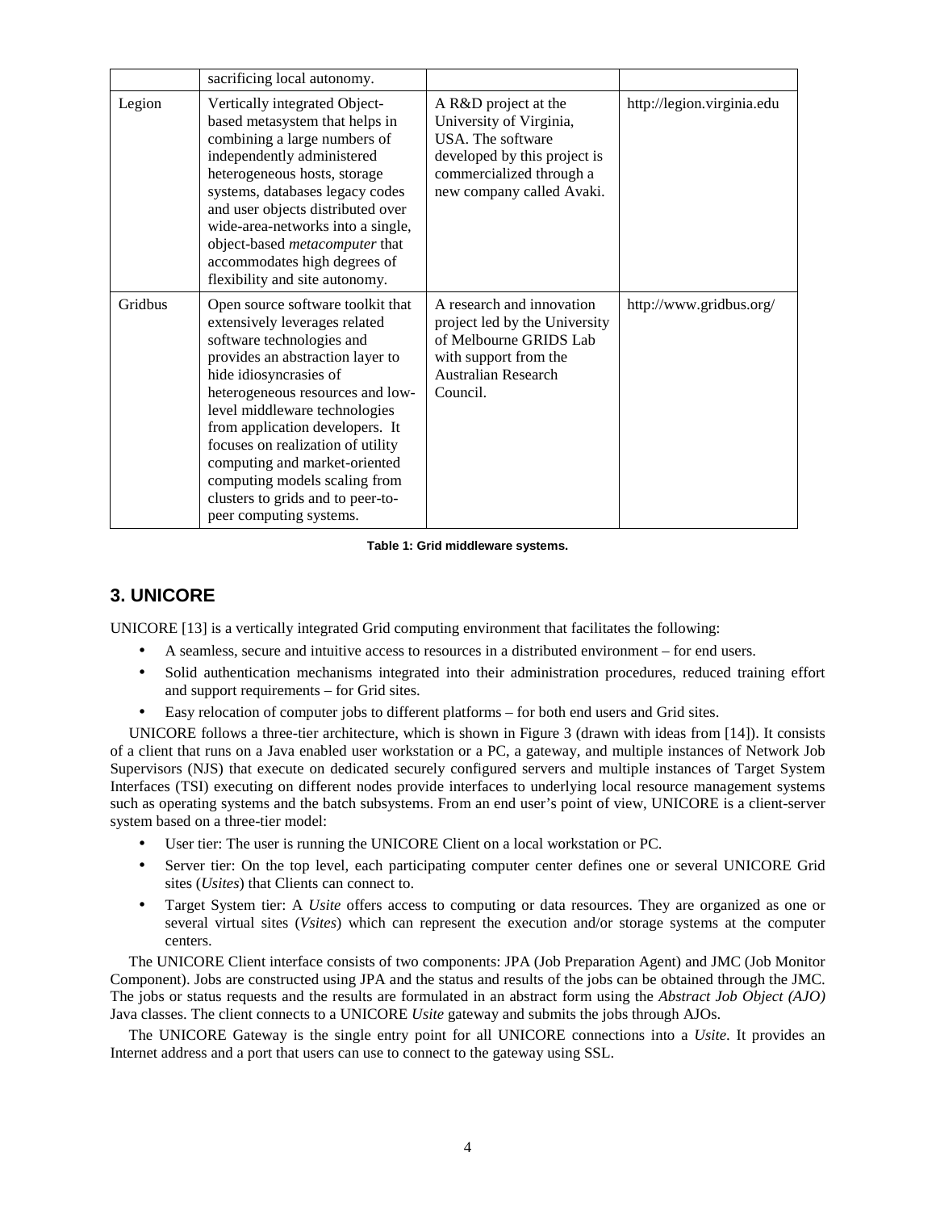| | | | |
|---|---|---|---|
| | sacrificing local autonomy. | | |
| Legion | Vertically integrated Object-based metasystem that helps in combining a large numbers of independently administered heterogeneous hosts, storage systems, databases legacy codes and user objects distributed over wide-area-networks into a single, object-based *metacomputer* that accommodates high degrees of flexibility and site autonomy. | A R&D project at the University of Virginia, USA. The software developed by this project is commercialized through a new company called Avaki. | http://legion.virginia.edu |
| Gridbus | Open source software toolkit that extensively leverages related software technologies and provides an abstraction layer to hide idiosyncrasies of heterogeneous resources and low-level middleware technologies from application developers. It focuses on realization of utility computing and market-oriented computing models scaling from clusters to grids and to peer-to-peer computing systems. | A research and innovation project led by the University of Melbourne GRIDS Lab with support from the Australian Research Council. | http://www.gridbus.org/ |

**Table 1: Grid middleware systems.**

## 3. UNICORE

UNICORE [13] is a vertically integrated Grid computing environment that facilitates the following:

- A seamless, secure and intuitive access to resources in a distributed environment – for end users.
- Solid authentication mechanisms integrated into their administration procedures, reduced training effort and support requirements – for Grid sites.
- Easy relocation of computer jobs to different platforms – for both end users and Grid sites.

UNICORE follows a three-tier architecture, which is shown in Figure 3 (drawn with ideas from [14]). It consists of a client that runs on a Java enabled user workstation or a PC, a gateway, and multiple instances of Network Job Supervisors (NJS) that execute on dedicated securely configured servers and multiple instances of Target System Interfaces (TSI) executing on different nodes provide interfaces to underlying local resource management systems such as operating systems and the batch subsystems. From an end user's point of view, UNICORE is a client-server system based on a three-tier model:

- User tier: The user is running the UNICORE Client on a local workstation or PC.
- Server tier: On the top level, each participating computer center defines one or several UNICORE Grid sites (*Usites*) that Clients can connect to.
- Target System tier: A *Usite* offers access to computing or data resources. They are organized as one or several virtual sites (*Vsites*) which can represent the execution and/or storage systems at the computer centers.

The UNICORE Client interface consists of two components: JPA (Job Preparation Agent) and JMC (Job Monitor Component). Jobs are constructed using JPA and the status and results of the jobs can be obtained through the JMC. The jobs or status requests and the results are formulated in an abstract form using the *Abstract Job Object (AJO)* Java classes. The client connects to a UNICORE *Usite* gateway and submits the jobs through AJOs.

The UNICORE Gateway is the single entry point for all UNICORE connections into a *Usite*. It provides an Internet address and a port that users can use to connect to the gateway using SSL.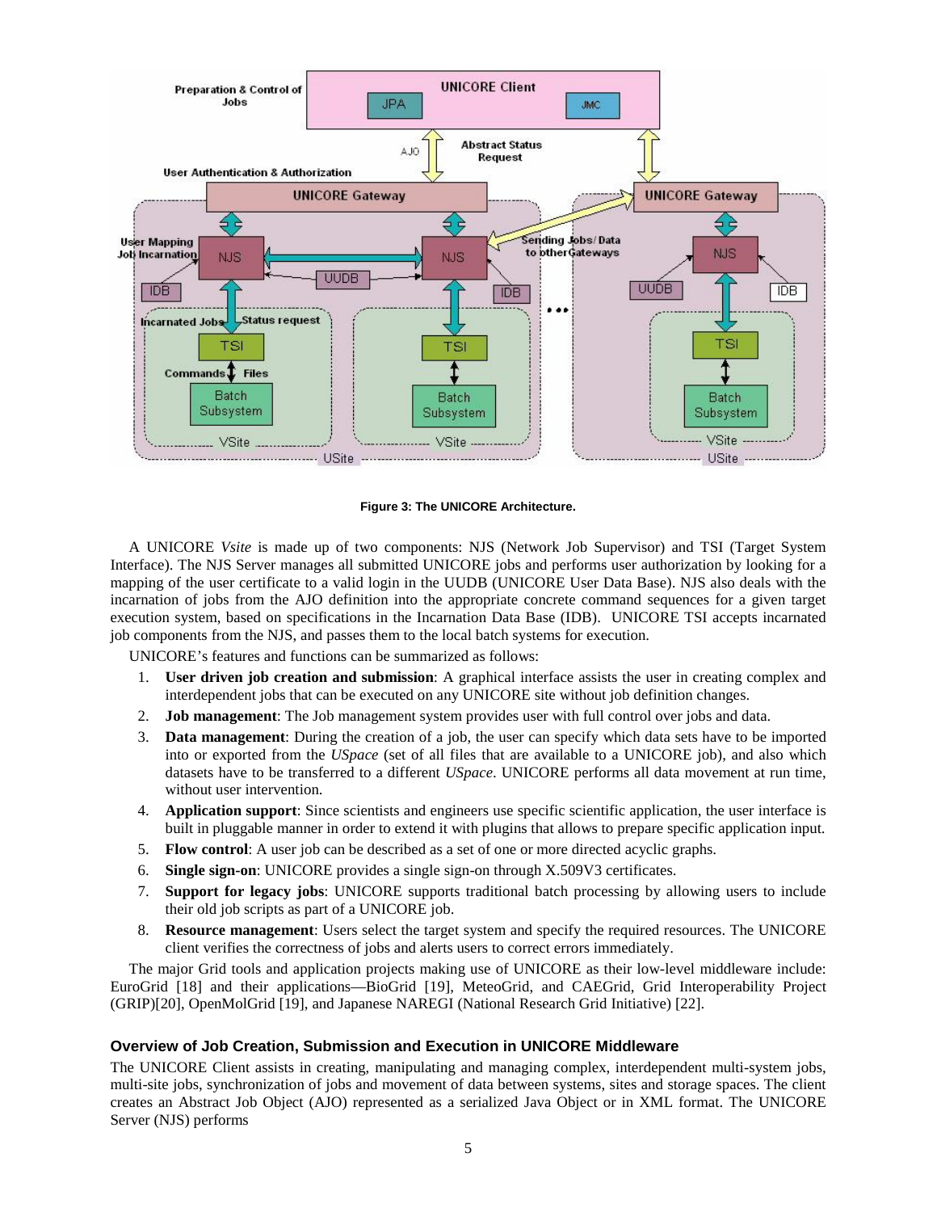**Figure 3: The UNICORE Architecture.**

A UNICORE *Vsite* is made up of two components: NJS (Network Job Supervisor) and TSI (Target System Interface). The NJS Server manages all submitted UNICORE jobs and performs user authorization by looking for a mapping of the user certificate to a valid login in the UUDB (UNICORE User Data Base). NJS also deals with the incarnation of jobs from the AJO definition into the appropriate concrete command sequences for a given target execution system, based on specifications in the Incarnation Data Base (IDB). UNICORE TSI accepts incarnated job components from the NJS, and passes them to the local batch systems for execution.

UNICORE's features and functions can be summarized as follows:

1. **User driven job creation and submission**: A graphical interface assists the user in creating complex and interdependent jobs that can be executed on any UNICORE site without job definition changes.
2. **Job management**: The Job management system provides user with full control over jobs and data.
3. **Data management**: During the creation of a job, the user can specify which data sets have to be imported into or exported from the *USpace* (set of all files that are available to a UNICORE job), and also which datasets have to be transferred to a different *USpace*. UNICORE performs all data movement at run time, without user intervention.
4. **Application support**: Since scientists and engineers use specific scientific application, the user interface is built in pluggable manner in order to extend it with plugins that allows to prepare specific application input.
5. **Flow control**: A user job can be described as a set of one or more directed acyclic graphs.
6. **Single sign-on**: UNICORE provides a single sign-on through X.509V3 certificates.
7. **Support for legacy jobs**: UNICORE supports traditional batch processing by allowing users to include their old job scripts as part of a UNICORE job.
8. **Resource management**: Users select the target system and specify the required resources. The UNICORE client verifies the correctness of jobs and alerts users to correct errors immediately.

The major Grid tools and application projects making use of UNICORE as their low-level middleware include: EuroGrid [18] and their applications—BioGrid [19], MeteoGrid, and CAEGrid, Grid Interoperability Project (GRIP)[20], OpenMolGrid [19], and Japanese NAREGI (National Research Grid Initiative) [22].

### Overview of Job Creation, Submission and Execution in UNICORE Middleware

The UNICORE Client assists in creating, manipulating and managing complex, interdependent multi-system jobs, multi-site jobs, synchronization of jobs and movement of data between systems, sites and storage spaces. The client creates an Abstract Job Object (AJO) represented as a serialized Java Object or in XML format. The UNICORE Server (NJS) performs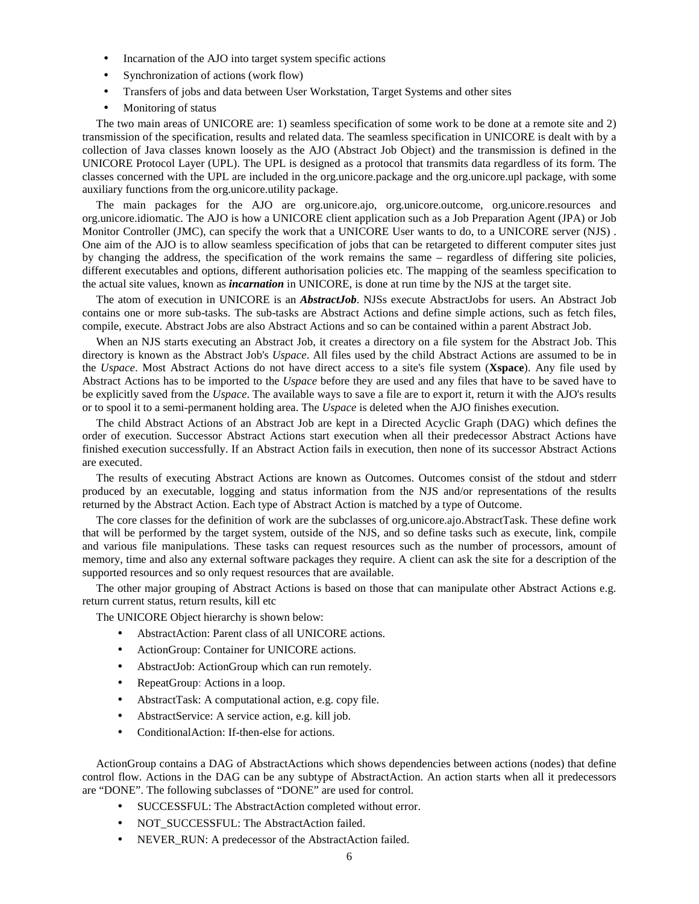- Incarnation of the AJO into target system specific actions
- Synchronization of actions (work flow)
- Transfers of jobs and data between User Workstation, Target Systems and other sites
- Monitoring of status

The two main areas of UNICORE are: 1) seamless specification of some work to be done at a remote site and 2) transmission of the specification, results and related data. The seamless specification in UNICORE is dealt with by a collection of Java classes known loosely as the AJO (Abstract Job Object) and the transmission is defined in the UNICORE Protocol Layer (UPL). The UPL is designed as a protocol that transmits data regardless of its form. The classes concerned with the UPL are included in the org.unicore.package and the org.unicore.upl package, with some auxiliary functions from the org.unicore.utility package.

The main packages for the AJO are org.unicore.ajo, org.unicore.outcome, org.unicore.resources and org.unicore.idiomatic. The AJO is how a UNICORE client application such as a Job Preparation Agent (JPA) or Job Monitor Controller (JMC), can specify the work that a UNICORE User wants to do, to a UNICORE server (NJS) . One aim of the AJO is to allow seamless specification of jobs that can be retargeted to different computer sites just by changing the address, the specification of the work remains the same – regardless of differing site policies, different executables and options, different authorisation policies etc. The mapping of the seamless specification to the actual site values, known as ***incarnation*** in UNICORE, is done at run time by the NJS at the target site.

The atom of execution in UNICORE is an ***AbstractJob***. NJSs execute AbstractJobs for users. An Abstract Job contains one or more sub-tasks. The sub-tasks are Abstract Actions and define simple actions, such as fetch files, compile, execute. Abstract Jobs are also Abstract Actions and so can be contained within a parent Abstract Job.

When an NJS starts executing an Abstract Job, it creates a directory on a file system for the Abstract Job. This directory is known as the Abstract Job's *Uspace*. All files used by the child Abstract Actions are assumed to be in the *Uspace*. Most Abstract Actions do not have direct access to a site's file system (**Xspace**). Any file used by Abstract Actions has to be imported to the *Uspace* before they are used and any files that have to be saved have to be explicitly saved from the *Uspace*. The available ways to save a file are to export it, return it with the AJO's results or to spool it to a semi-permanent holding area. The *Uspace* is deleted when the AJO finishes execution.

The child Abstract Actions of an Abstract Job are kept in a Directed Acyclic Graph (DAG) which defines the order of execution. Successor Abstract Actions start execution when all their predecessor Abstract Actions have finished execution successfully. If an Abstract Action fails in execution, then none of its successor Abstract Actions are executed.

The results of executing Abstract Actions are known as Outcomes. Outcomes consist of the stdout and stderr produced by an executable, logging and status information from the NJS and/or representations of the results returned by the Abstract Action. Each type of Abstract Action is matched by a type of Outcome.

The core classes for the definition of work are the subclasses of org.unicore.ajo.AbstractTask. These define work that will be performed by the target system, outside of the NJS, and so define tasks such as execute, link, compile and various file manipulations. These tasks can request resources such as the number of processors, amount of memory, time and also any external software packages they require. A client can ask the site for a description of the supported resources and so only request resources that are available.

The other major grouping of Abstract Actions is based on those that can manipulate other Abstract Actions e.g. return current status, return results, kill etc

The UNICORE Object hierarchy is shown below:

- AbstractAction: Parent class of all UNICORE actions.
- ActionGroup: Container for UNICORE actions.
- AbstractJob: ActionGroup which can run remotely.
- RepeatGroup: Actions in a loop.
- AbstractTask: A computational action, e.g. copy file.
- AbstractService: A service action, e.g. kill job.
- ConditionalAction: If-then-else for actions.

ActionGroup contains a DAG of AbstractActions which shows dependencies between actions (nodes) that define control flow. Actions in the DAG can be any subtype of AbstractAction. An action starts when all it predecessors are "DONE". The following subclasses of "DONE" are used for control.

- SUCCESSFUL: The AbstractAction completed without error.
- NOT_SUCCESSFUL: The AbstractAction failed.
- NEVER_RUN: A predecessor of the AbstractAction failed.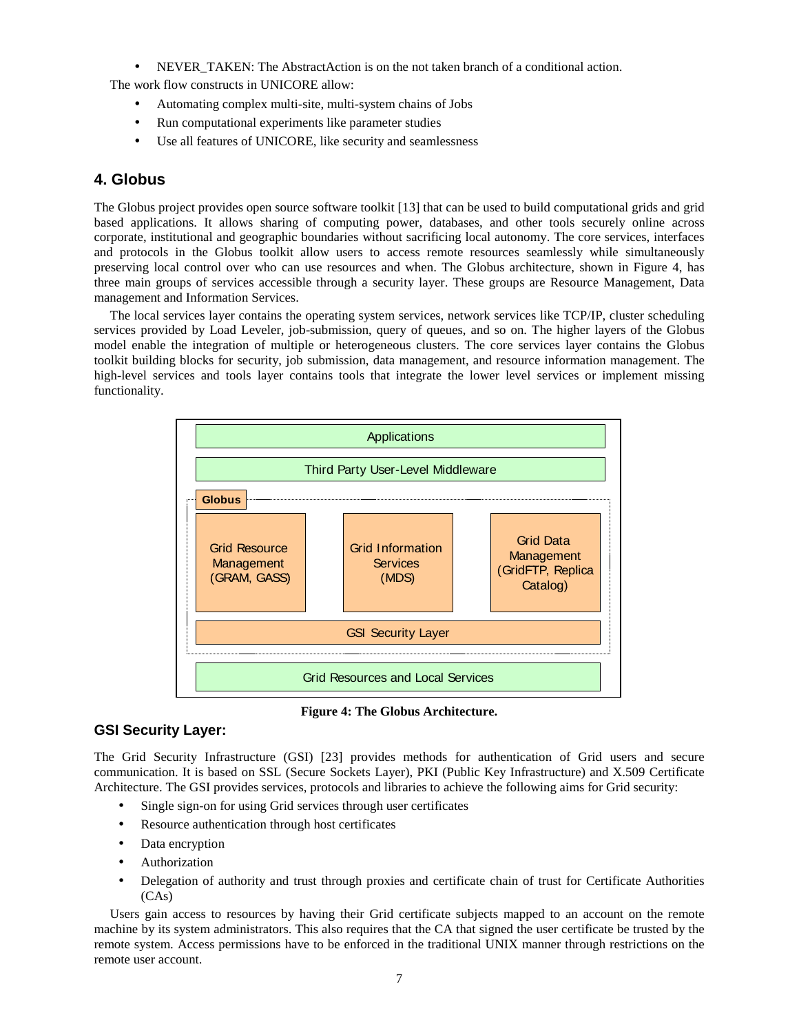- NEVER_TAKEN: The AbstractAction is on the not taken branch of a conditional action.

The work flow constructs in UNICORE allow:

- Automating complex multi-site, multi-system chains of Jobs
- Run computational experiments like parameter studies
- Use all features of UNICORE, like security and seamlessness

## 4. Globus

The Globus project provides open source software toolkit [13] that can be used to build computational grids and grid based applications. It allows sharing of computing power, databases, and other tools securely online across corporate, institutional and geographic boundaries without sacrificing local autonomy. The core services, interfaces and protocols in the Globus toolkit allow users to access remote resources seamlessly while simultaneously preserving local control over who can use resources and when. The Globus architecture, shown in Figure 4, has three main groups of services accessible through a security layer. These groups are Resource Management, Data management and Information Services.

The local services layer contains the operating system services, network services like TCP/IP, cluster scheduling services provided by Load Leveler, job-submission, query of queues, and so on. The higher layers of the Globus model enable the integration of multiple or heterogeneous clusters. The core services layer contains the Globus toolkit building blocks for security, job submission, data management, and resource information management. The high-level services and tools layer contains tools that integrate the lower level services or implement missing functionality.

Applications

Third Party User-Level Middleware

Globus

Grid Resource Management (GRAM, GASS) | Grid Information Services (MDS) | Grid Data Management (GridFTP, Replica Catalog)

GSI Security Layer

Grid Resources and Local Services

**Figure 4: The Globus Architecture.**

### GSI Security Layer:

The Grid Security Infrastructure (GSI) [23] provides methods for authentication of Grid users and secure communication. It is based on SSL (Secure Sockets Layer), PKI (Public Key Infrastructure) and X.509 Certificate Architecture. The GSI provides services, protocols and libraries to achieve the following aims for Grid security:

- Single sign-on for using Grid services through user certificates
- Resource authentication through host certificates
- Data encryption
- Authorization
- Delegation of authority and trust through proxies and certificate chain of trust for Certificate Authorities (CAs)

Users gain access to resources by having their Grid certificate subjects mapped to an account on the remote machine by its system administrators. This also requires that the CA that signed the user certificate be trusted by the remote system. Access permissions have to be enforced in the traditional UNIX manner through restrictions on the remote user account.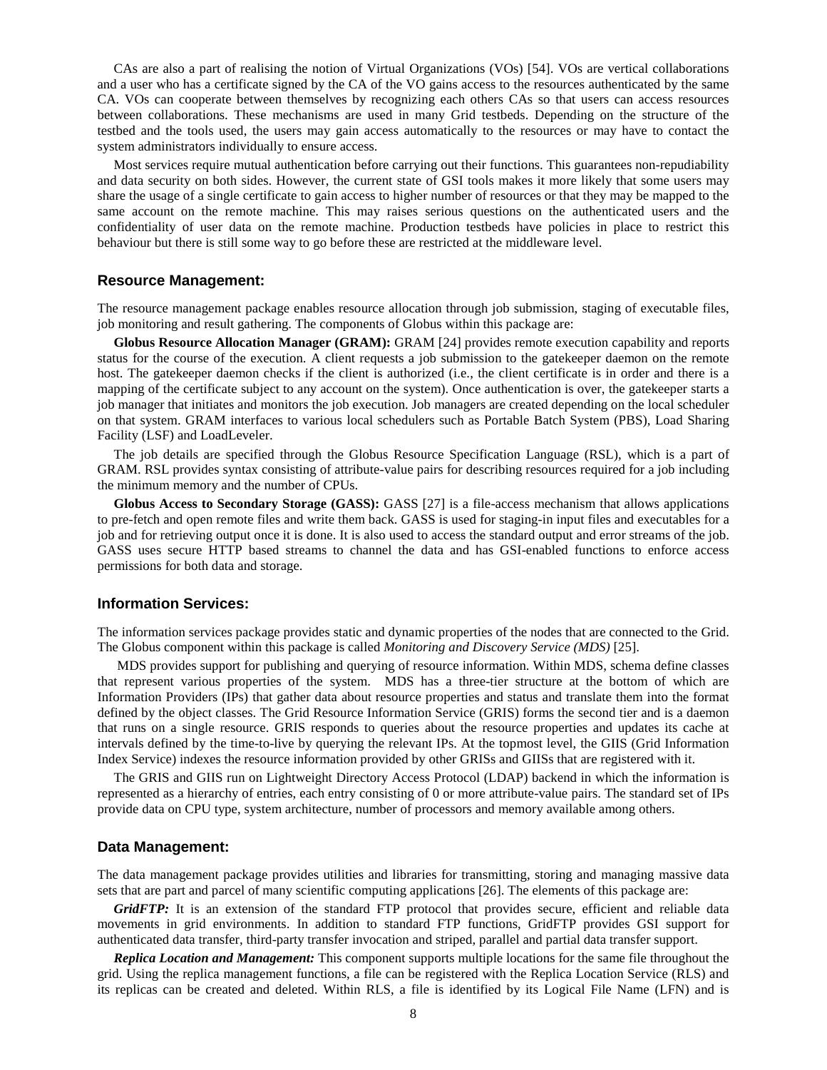CAs are also a part of realising the notion of Virtual Organizations (VOs) [54]. VOs are vertical collaborations and a user who has a certificate signed by the CA of the VO gains access to the resources authenticated by the same CA. VOs can cooperate between themselves by recognizing each others CAs so that users can access resources between collaborations. These mechanisms are used in many Grid testbeds. Depending on the structure of the testbed and the tools used, the users may gain access automatically to the resources or may have to contact the system administrators individually to ensure access.

Most services require mutual authentication before carrying out their functions. This guarantees non-repudiability and data security on both sides. However, the current state of GSI tools makes it more likely that some users may share the usage of a single certificate to gain access to higher number of resources or that they may be mapped to the same account on the remote machine. This may raises serious questions on the authenticated users and the confidentiality of user data on the remote machine. Production testbeds have policies in place to restrict this behaviour but there is still some way to go before these are restricted at the middleware level.

### Resource Management:

The resource management package enables resource allocation through job submission, staging of executable files, job monitoring and result gathering. The components of Globus within this package are:

**Globus Resource Allocation Manager (GRAM):** GRAM [24] provides remote execution capability and reports status for the course of the execution. A client requests a job submission to the gatekeeper daemon on the remote host. The gatekeeper daemon checks if the client is authorized (i.e., the client certificate is in order and there is a mapping of the certificate subject to any account on the system). Once authentication is over, the gatekeeper starts a job manager that initiates and monitors the job execution. Job managers are created depending on the local scheduler on that system. GRAM interfaces to various local schedulers such as Portable Batch System (PBS), Load Sharing Facility (LSF) and LoadLeveler.

The job details are specified through the Globus Resource Specification Language (RSL), which is a part of GRAM. RSL provides syntax consisting of attribute-value pairs for describing resources required for a job including the minimum memory and the number of CPUs.

**Globus Access to Secondary Storage (GASS):** GASS [27] is a file-access mechanism that allows applications to pre-fetch and open remote files and write them back. GASS is used for staging-in input files and executables for a job and for retrieving output once it is done. It is also used to access the standard output and error streams of the job. GASS uses secure HTTP based streams to channel the data and has GSI-enabled functions to enforce access permissions for both data and storage.

### Information Services:

The information services package provides static and dynamic properties of the nodes that are connected to the Grid. The Globus component within this package is called *Monitoring and Discovery Service (MDS)* [25].

MDS provides support for publishing and querying of resource information. Within MDS, schema define classes that represent various properties of the system. MDS has a three-tier structure at the bottom of which are Information Providers (IPs) that gather data about resource properties and status and translate them into the format defined by the object classes. The Grid Resource Information Service (GRIS) forms the second tier and is a daemon that runs on a single resource. GRIS responds to queries about the resource properties and updates its cache at intervals defined by the time-to-live by querying the relevant IPs. At the topmost level, the GIIS (Grid Information Index Service) indexes the resource information provided by other GRISs and GIISs that are registered with it.

The GRIS and GIIS run on Lightweight Directory Access Protocol (LDAP) backend in which the information is represented as a hierarchy of entries, each entry consisting of 0 or more attribute-value pairs. The standard set of IPs provide data on CPU type, system architecture, number of processors and memory available among others.

### Data Management:

The data management package provides utilities and libraries for transmitting, storing and managing massive data sets that are part and parcel of many scientific computing applications [26]. The elements of this package are:

***GridFTP:*** It is an extension of the standard FTP protocol that provides secure, efficient and reliable data movements in grid environments. In addition to standard FTP functions, GridFTP provides GSI support for authenticated data transfer, third-party transfer invocation and striped, parallel and partial data transfer support.

***Replica Location and Management:*** This component supports multiple locations for the same file throughout the grid. Using the replica management functions, a file can be registered with the Replica Location Service (RLS) and its replicas can be created and deleted. Within RLS, a file is identified by its Logical File Name (LFN) and is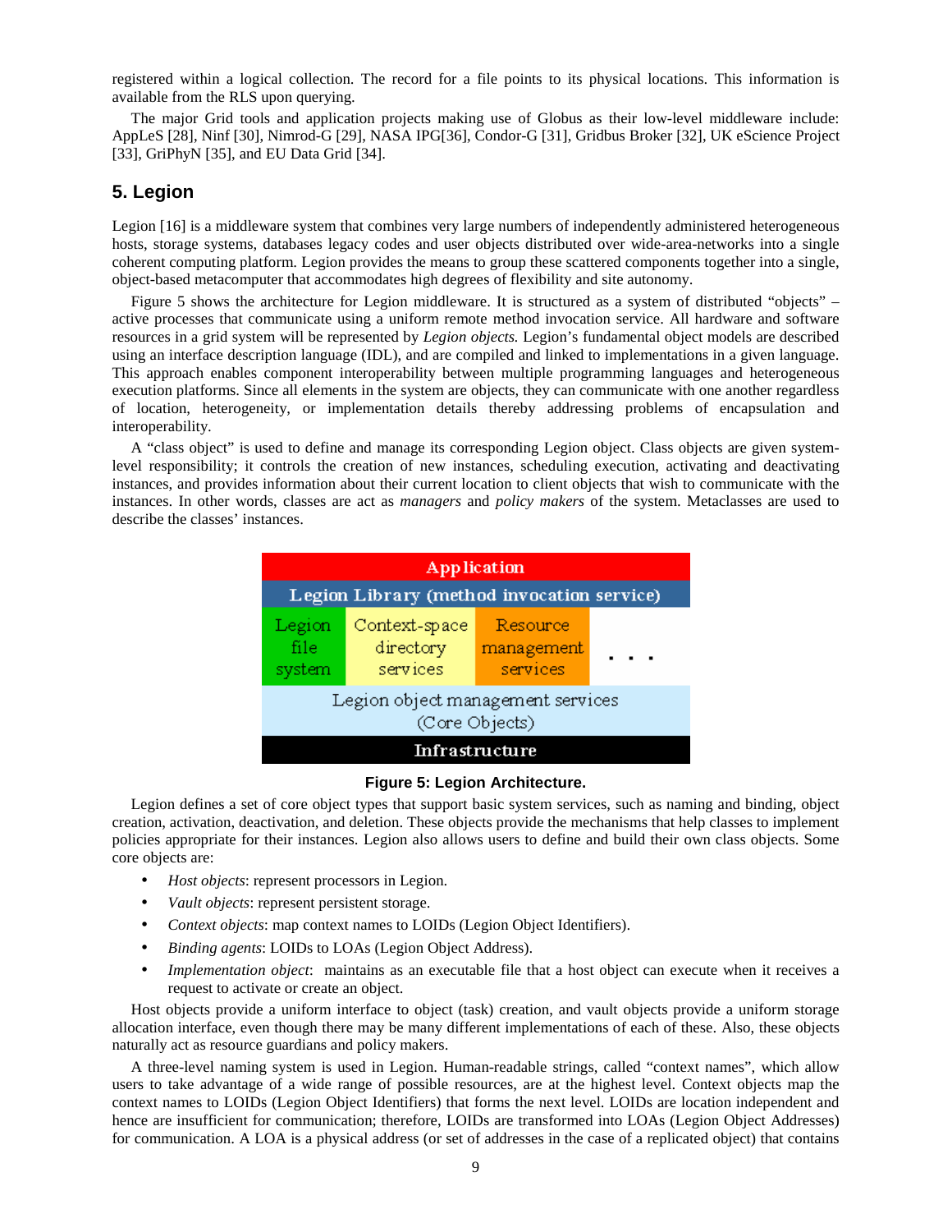registered within a logical collection. The record for a file points to its physical locations. This information is available from the RLS upon querying.

The major Grid tools and application projects making use of Globus as their low-level middleware include: AppLeS [28], Ninf [30], Nimrod-G [29], NASA IPG[36], Condor-G [31], Gridbus Broker [32], UK eScience Project [33], GriPhyN [35], and EU Data Grid [34].

## 5. Legion

Legion [16] is a middleware system that combines very large numbers of independently administered heterogeneous hosts, storage systems, databases legacy codes and user objects distributed over wide-area-networks into a single coherent computing platform. Legion provides the means to group these scattered components together into a single, object-based metacomputer that accommodates high degrees of flexibility and site autonomy.

Figure 5 shows the architecture for Legion middleware. It is structured as a system of distributed "objects" – active processes that communicate using a uniform remote method invocation service. All hardware and software resources in a grid system will be represented by *Legion objects.* Legion's fundamental object models are described using an interface description language (IDL), and are compiled and linked to implementations in a given language. This approach enables component interoperability between multiple programming languages and heterogeneous execution platforms. Since all elements in the system are objects, they can communicate with one another regardless of location, heterogeneity, or implementation details thereby addressing problems of encapsulation and interoperability.

A "class object" is used to define and manage its corresponding Legion object. Class objects are given system-level responsibility; it controls the creation of new instances, scheduling execution, activating and deactivating instances, and provides information about their current location to client objects that wish to communicate with the instances. In other words, classes are act as *managers* and *policy makers* of the system. Metaclasses are used to describe the classes' instances.

| Application | | | |
|---|---|---|---|
| Legion Library (method invocation service) | | | |
| Legion file system | Context-space directory services | Resource management services | . . . |
| Legion object management services (Core Objects) | | | |
| Infrastructure | | | |

**Figure 5: Legion Architecture.**

Legion defines a set of core object types that support basic system services, such as naming and binding, object creation, activation, deactivation, and deletion. These objects provide the mechanisms that help classes to implement policies appropriate for their instances. Legion also allows users to define and build their own class objects. Some core objects are:

- *Host objects*: represent processors in Legion.
- *Vault objects*: represent persistent storage.
- *Context objects*: map context names to LOIDs (Legion Object Identifiers).
- *Binding agents*: LOIDs to LOAs (Legion Object Address).
- *Implementation object*: maintains as an executable file that a host object can execute when it receives a request to activate or create an object.

Host objects provide a uniform interface to object (task) creation, and vault objects provide a uniform storage allocation interface, even though there may be many different implementations of each of these. Also, these objects naturally act as resource guardians and policy makers.

A three-level naming system is used in Legion. Human-readable strings, called "context names", which allow users to take advantage of a wide range of possible resources, are at the highest level. Context objects map the context names to LOIDs (Legion Object Identifiers) that forms the next level. LOIDs are location independent and hence are insufficient for communication; therefore, LOIDs are transformed into LOAs (Legion Object Addresses) for communication. A LOA is a physical address (or set of addresses in the case of a replicated object) that contains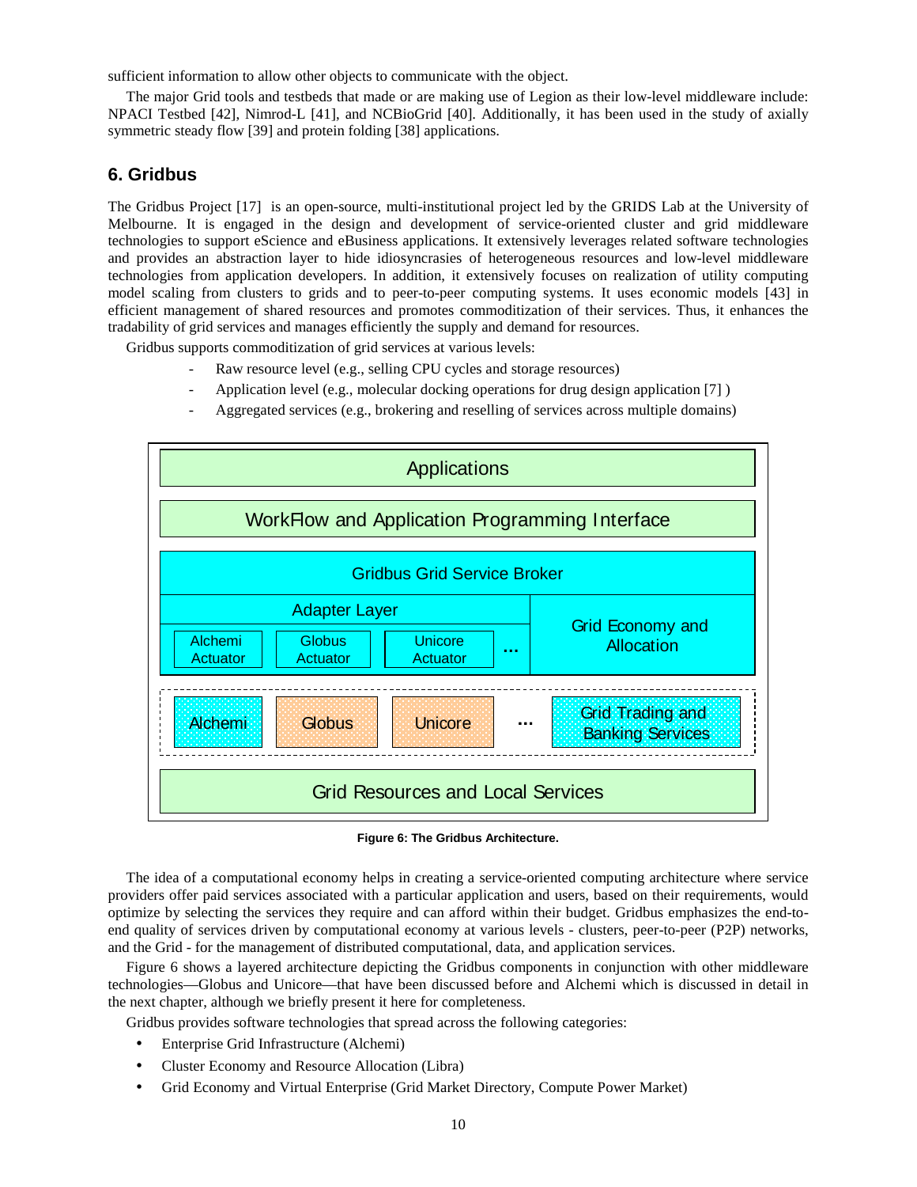sufficient information to allow other objects to communicate with the object.

The major Grid tools and testbeds that made or are making use of Legion as their low-level middleware include: NPACI Testbed [42], Nimrod-L [41], and NCBioGrid [40]. Additionally, it has been used in the study of axially symmetric steady flow [39] and protein folding [38] applications.

## 6. Gridbus

The Gridbus Project [17] is an open-source, multi-institutional project led by the GRIDS Lab at the University of Melbourne. It is engaged in the design and development of service-oriented cluster and grid middleware technologies to support eScience and eBusiness applications. It extensively leverages related software technologies and provides an abstraction layer to hide idiosyncrasies of heterogeneous resources and low-level middleware technologies from application developers. In addition, it extensively focuses on realization of utility computing model scaling from clusters to grids and to peer-to-peer computing systems. It uses economic models [43] in efficient management of shared resources and promotes commoditization of their services. Thus, it enhances the tradability of grid services and manages efficiently the supply and demand for resources.

Gridbus supports commoditization of grid services at various levels:

- Raw resource level (e.g., selling CPU cycles and storage resources)
- Application level (e.g., molecular docking operations for drug design application [7] )
- Aggregated services (e.g., brokering and reselling of services across multiple domains)

Applications

WorkFlow and Application Programming Interface

Gridbus Grid Service Broker

Adapter Layer: Alchemi Actuator | Globus Actuator | Unicore Actuator | ...

Grid Economy and Allocation

Alchemi | Globus | Unicore | ... | Grid Trading and Banking Services

Grid Resources and Local Services

**Figure 6: The Gridbus Architecture.**

The idea of a computational economy helps in creating a service-oriented computing architecture where service providers offer paid services associated with a particular application and users, based on their requirements, would optimize by selecting the services they require and can afford within their budget. Gridbus emphasizes the end-to-end quality of services driven by computational economy at various levels - clusters, peer-to-peer (P2P) networks, and the Grid - for the management of distributed computational, data, and application services.

Figure 6 shows a layered architecture depicting the Gridbus components in conjunction with other middleware technologies—Globus and Unicore—that have been discussed before and Alchemi which is discussed in detail in the next chapter, although we briefly present it here for completeness.

Gridbus provides software technologies that spread across the following categories:

- Enterprise Grid Infrastructure (Alchemi)
- Cluster Economy and Resource Allocation (Libra)
- Grid Economy and Virtual Enterprise (Grid Market Directory, Compute Power Market)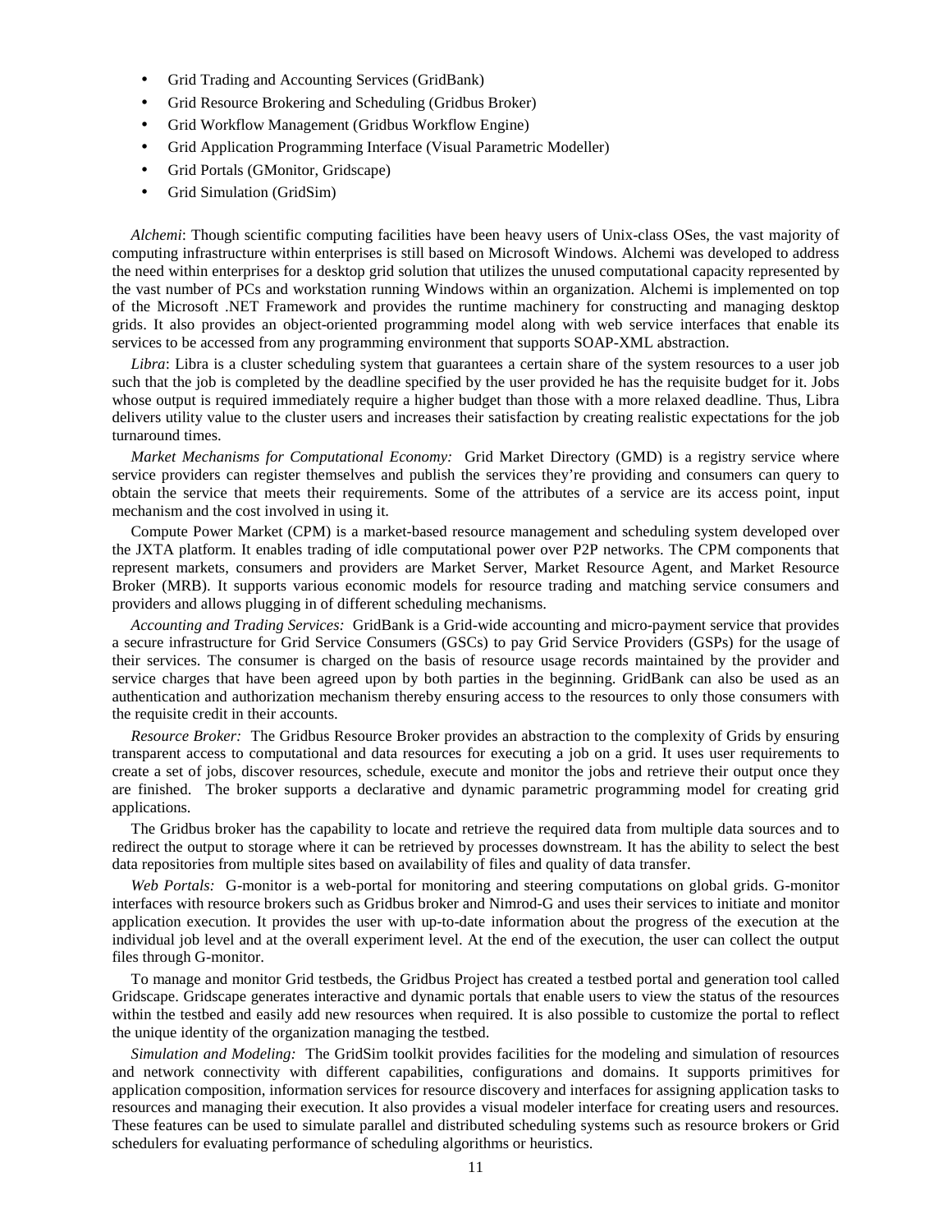- Grid Trading and Accounting Services (GridBank)
- Grid Resource Brokering and Scheduling (Gridbus Broker)
- Grid Workflow Management (Gridbus Workflow Engine)
- Grid Application Programming Interface (Visual Parametric Modeller)
- Grid Portals (GMonitor, Gridscape)
- Grid Simulation (GridSim)

*Alchemi*: Though scientific computing facilities have been heavy users of Unix-class OSes, the vast majority of computing infrastructure within enterprises is still based on Microsoft Windows. Alchemi was developed to address the need within enterprises for a desktop grid solution that utilizes the unused computational capacity represented by the vast number of PCs and workstation running Windows within an organization. Alchemi is implemented on top of the Microsoft .NET Framework and provides the runtime machinery for constructing and managing desktop grids. It also provides an object-oriented programming model along with web service interfaces that enable its services to be accessed from any programming environment that supports SOAP-XML abstraction.

*Libra*: Libra is a cluster scheduling system that guarantees a certain share of the system resources to a user job such that the job is completed by the deadline specified by the user provided he has the requisite budget for it. Jobs whose output is required immediately require a higher budget than those with a more relaxed deadline. Thus, Libra delivers utility value to the cluster users and increases their satisfaction by creating realistic expectations for the job turnaround times.

*Market Mechanisms for Computational Economy:* Grid Market Directory (GMD) is a registry service where service providers can register themselves and publish the services they're providing and consumers can query to obtain the service that meets their requirements. Some of the attributes of a service are its access point, input mechanism and the cost involved in using it.

Compute Power Market (CPM) is a market-based resource management and scheduling system developed over the JXTA platform. It enables trading of idle computational power over P2P networks. The CPM components that represent markets, consumers and providers are Market Server, Market Resource Agent, and Market Resource Broker (MRB). It supports various economic models for resource trading and matching service consumers and providers and allows plugging in of different scheduling mechanisms.

*Accounting and Trading Services:* GridBank is a Grid-wide accounting and micro-payment service that provides a secure infrastructure for Grid Service Consumers (GSCs) to pay Grid Service Providers (GSPs) for the usage of their services. The consumer is charged on the basis of resource usage records maintained by the provider and service charges that have been agreed upon by both parties in the beginning. GridBank can also be used as an authentication and authorization mechanism thereby ensuring access to the resources to only those consumers with the requisite credit in their accounts.

*Resource Broker:* The Gridbus Resource Broker provides an abstraction to the complexity of Grids by ensuring transparent access to computational and data resources for executing a job on a grid. It uses user requirements to create a set of jobs, discover resources, schedule, execute and monitor the jobs and retrieve their output once they are finished. The broker supports a declarative and dynamic parametric programming model for creating grid applications.

The Gridbus broker has the capability to locate and retrieve the required data from multiple data sources and to redirect the output to storage where it can be retrieved by processes downstream. It has the ability to select the best data repositories from multiple sites based on availability of files and quality of data transfer.

*Web Portals:* G-monitor is a web-portal for monitoring and steering computations on global grids. G-monitor interfaces with resource brokers such as Gridbus broker and Nimrod-G and uses their services to initiate and monitor application execution. It provides the user with up-to-date information about the progress of the execution at the individual job level and at the overall experiment level. At the end of the execution, the user can collect the output files through G-monitor.

To manage and monitor Grid testbeds, the Gridbus Project has created a testbed portal and generation tool called Gridscape. Gridscape generates interactive and dynamic portals that enable users to view the status of the resources within the testbed and easily add new resources when required. It is also possible to customize the portal to reflect the unique identity of the organization managing the testbed.

*Simulation and Modeling:* The GridSim toolkit provides facilities for the modeling and simulation of resources and network connectivity with different capabilities, configurations and domains. It supports primitives for application composition, information services for resource discovery and interfaces for assigning application tasks to resources and managing their execution. It also provides a visual modeler interface for creating users and resources. These features can be used to simulate parallel and distributed scheduling systems such as resource brokers or Grid schedulers for evaluating performance of scheduling algorithms or heuristics.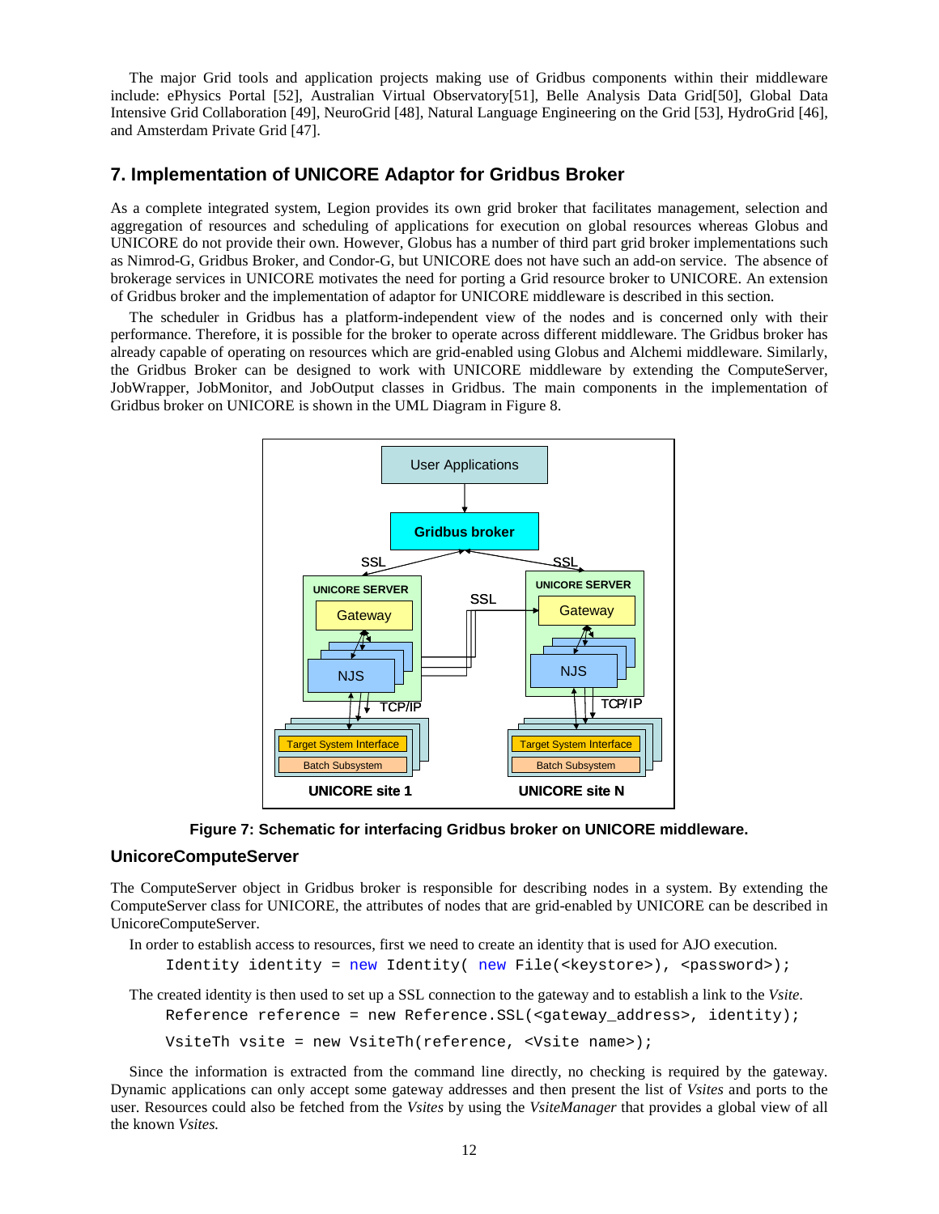The major Grid tools and application projects making use of Gridbus components within their middleware include: ePhysics Portal [52], Australian Virtual Observatory[51], Belle Analysis Data Grid[50], Global Data Intensive Grid Collaboration [49], NeuroGrid [48], Natural Language Engineering on the Grid [53], HydroGrid [46], and Amsterdam Private Grid [47].

## 7. Implementation of UNICORE Adaptor for Gridbus Broker

As a complete integrated system, Legion provides its own grid broker that facilitates management, selection and aggregation of resources and scheduling of applications for execution on global resources whereas Globus and UNICORE do not provide their own. However, Globus has a number of third part grid broker implementations such as Nimrod-G, Gridbus Broker, and Condor-G, but UNICORE does not have such an add-on service. The absence of brokerage services in UNICORE motivates the need for porting a Grid resource broker to UNICORE. An extension of Gridbus broker and the implementation of adaptor for UNICORE middleware is described in this section.

The scheduler in Gridbus has a platform-independent view of the nodes and is concerned only with their performance. Therefore, it is possible for the broker to operate across different middleware. The Gridbus broker has already capable of operating on resources which are grid-enabled using Globus and Alchemi middleware. Similarly, the Gridbus Broker can be designed to work with UNICORE middleware by extending the ComputeServer, JobWrapper, JobMonitor, and JobOutput classes in Gridbus. The main components in the implementation of Gridbus broker on UNICORE is shown in the UML Diagram in Figure 8.

**Figure 7: Schematic for interfacing Gridbus broker on UNICORE middleware.**

### UnicoreComputeServer

The ComputeServer object in Gridbus broker is responsible for describing nodes in a system. By extending the ComputeServer class for UNICORE, the attributes of nodes that are grid-enabled by UNICORE can be described in UnicoreComputeServer.

In order to establish access to resources, first we need to create an identity that is used for AJO execution.

```
Identity identity = new Identity( new File(<keystore>), <password>);
```

The created identity is then used to set up a SSL connection to the gateway and to establish a link to the *Vsite*.

```
Reference reference = new Reference.SSL(<gateway_address>, identity);

VsiteTh vsite = new VsiteTh(reference, <Vsite name>);
```

Since the information is extracted from the command line directly, no checking is required by the gateway. Dynamic applications can only accept some gateway addresses and then present the list of *Vsites* and ports to the user. Resources could also be fetched from the *Vsites* by using the *VsiteManager* that provides a global view of all the known *Vsites.*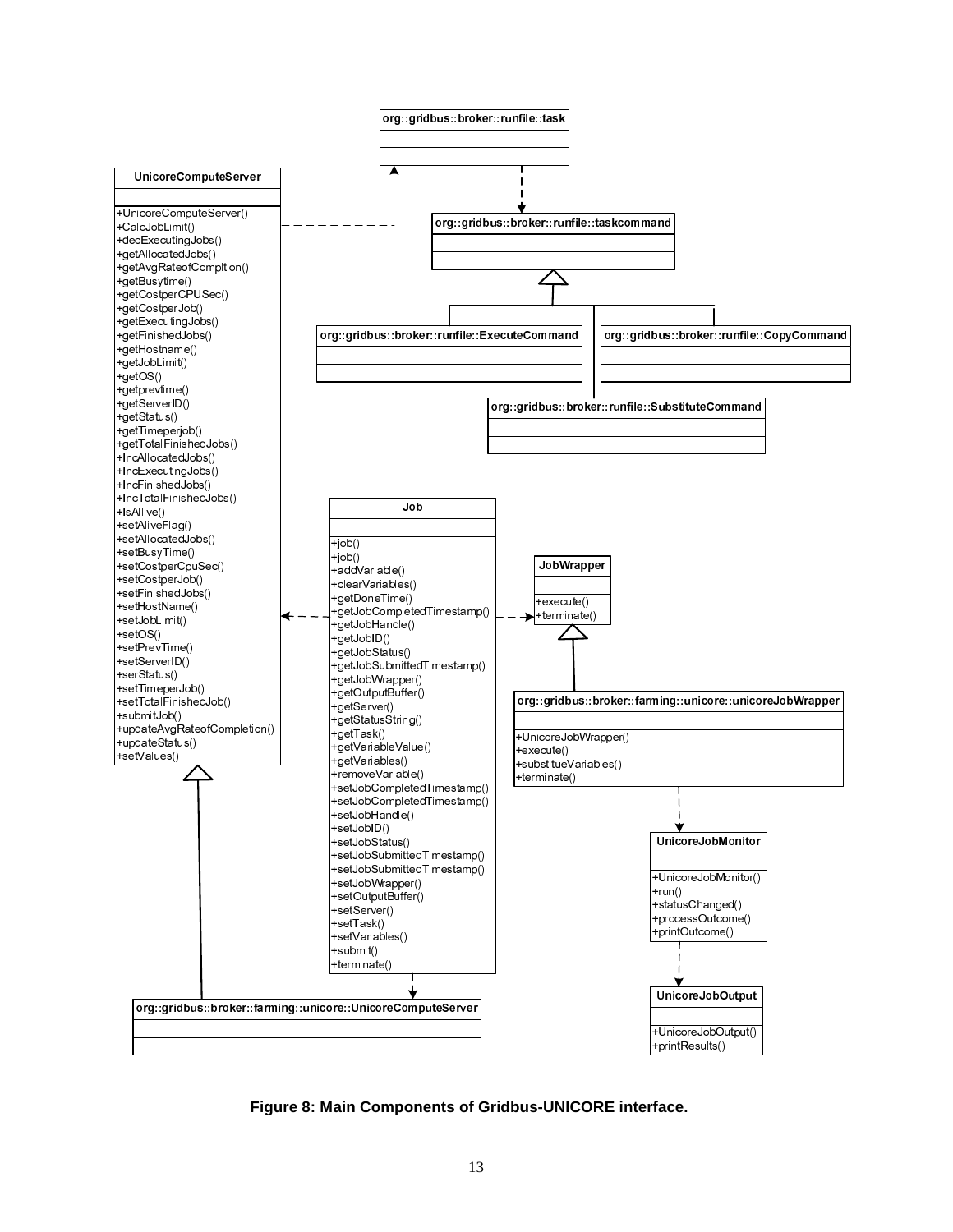**org::gridbus::broker::runfile::task**

**org::gridbus::broker::runfile::taskcommand**

**org::gridbus::broker::runfile::ExecuteCommand**

**org::gridbus::broker::runfile::CopyCommand**

**org::gridbus::broker::runfile::SubstituteCommand**

**UnicoreComputeServer**

+UnicoreComputeServer()
+CalcJobLimit()
+decExecutingJobs()
+getAllocatedJobs()
+getAvgRateofCompltion()
+getBusytime()
+getCostperCPUSec()
+getCostperJob()
+getExecutingJobs()
+getFinishedJobs()
+getHostname()
+getJobLimit()
+getOS()
+getprevtime()
+getServerID()
+getStatus()
+getTimeperjob()
+getTotalFinishedJobs()
+IncAllocatedJobs()
+IncExecutingJobs()
+IncFinishedJobs()
+IncTotalFinishedJobs()
+IsAllive()
+setAliveFlag()
+setAllocatedJobs()
+setBusyTime()
+setCostperCpuSec()
+setCostperJob()
+setFinishedJobs()
+setHostName()
+setJobLimit()
+setOS()
+setPrevTime()
+setServerID()
+serStatus()
+setTimeperJob()
+setTotalFinishedJob()
+submitJob()
+updateAvgRateofCompletion()
+updateStatus()
+setValues()

**Job**

+job()
+job()
+addVariable()
+clearVariables()
+getDoneTime()
+getJobCompletedTimestamp()
+getJobHandle()
+getJobID()
+getJobStatus()
+getJobSubmittedTimestamp()
+getJobWrapper()
+getOutputBuffer()
+getServer()
+getStatusString()
+getTask()
+getVariableValue()
+getVariables()
+removeVariable()
+setJobCompletedTimestamp()
+setJobCompletedTimestamp()
+setJobHandle()
+setJobID()
+setJobStatus()
+setJobSubmittedTimestamp()
+setJobSubmittedTimestamp()
+setJobWrapper()
+setOutputBuffer()
+setServer()
+setTask()
+setVariables()
+submit()
+terminate()

**JobWrapper**

+execute()
+terminate()

**org::gridbus::broker::farming::unicore::unicoreJobWrapper**

+UnicoreJobWrapper()
+execute()
+substitueVariables()
+terminate()

**UnicoreJobMonitor**

+UnicoreJobMonitor()
+run()
+statusChanged()
+processOutcome()
+printOutcome()

**UnicoreJobOutput**

+UnicoreJobOutput()
+printResults()

**org::gridbus::broker::farming::unicore::UnicoreComputeServer**

**Figure 8: Main Components of Gridbus-UNICORE interface.**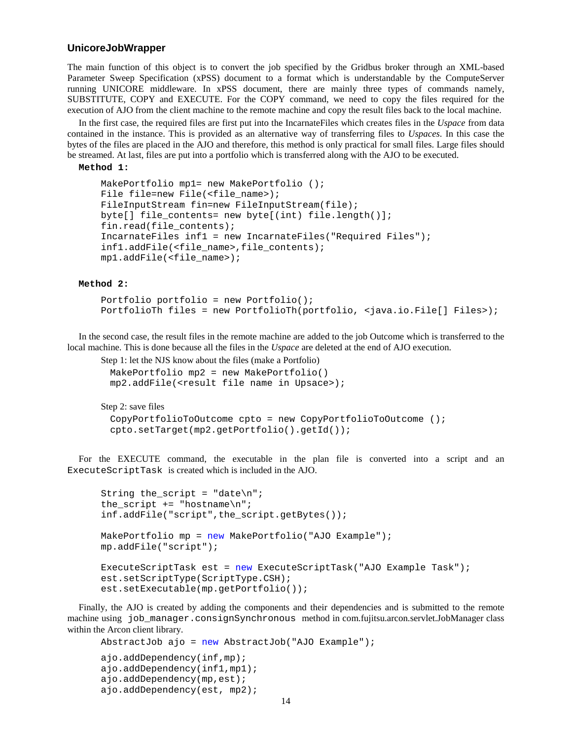### UnicoreJobWrapper

The main function of this object is to convert the job specified by the Gridbus broker through an XML-based Parameter Sweep Specification (xPSS) document to a format which is understandable by the ComputeServer running UNICORE middleware. In xPSS document, there are mainly three types of commands namely, SUBSTITUTE, COPY and EXECUTE. For the COPY command, we need to copy the files required for the execution of AJO from the client machine to the remote machine and copy the result files back to the local machine.

In the first case, the required files are first put into the IncarnateFiles which creates files in the *Uspace* from data contained in the instance. This is provided as an alternative way of transferring files to *Uspaces*. In this case the bytes of the files are placed in the AJO and therefore, this method is only practical for small files. Large files should be streamed. At last, files are put into a portfolio which is transferred along with the AJO to be executed.

**Method 1:**

```
MakePortfolio mp1= new MakePortfolio ();
File file=new File(<file_name>);
FileInputStream fin=new FileInputStream(file);
byte[] file_contents= new byte[(int) file.length()];
fin.read(file_contents);
IncarnateFiles inf1 = new IncarnateFiles("Required Files");
inf1.addFile(<file_name>,file_contents);
mp1.addFile(<file_name>);
```

**Method 2:**

```
Portfolio portfolio = new Portfolio();
PortfolioTh files = new PortfolioTh(portfolio, <java.io.File[] Files>);
```

In the second case, the result files in the remote machine are added to the job Outcome which is transferred to the local machine. This is done because all the files in the *Uspace* are deleted at the end of AJO execution.

Step 1: let the NJS know about the files (make a Portfolio)

```
MakePortfolio mp2 = new MakePortfolio()
mp2.addFile(<result file name in Upsace>);
```

Step 2: save files

```
CopyPortfolioToOutcome cpto = new CopyPortfolioToOutcome ();
cpto.setTarget(mp2.getPortfolio().getId());
```

For the EXECUTE command, the executable in the plan file is converted into a script and an `ExecuteScriptTask` is created which is included in the AJO.

```
String the_script = "date\n";
the_script += "hostname\n";
inf.addFile("script",the_script.getBytes());

MakePortfolio mp = new MakePortfolio("AJO Example");
mp.addFile("script");

ExecuteScriptTask est = new ExecuteScriptTask("AJO Example Task");
est.setScriptType(ScriptType.CSH);
est.setExecutable(mp.getPortfolio());
```

Finally, the AJO is created by adding the components and their dependencies and is submitted to the remote machine using `job_manager.consignSynchronous` method in com.fujitsu.arcon.servlet.JobManager class within the Arcon client library.

```
AbstractJob ajo = new AbstractJob("AJO Example");

ajo.addDependency(inf,mp);
ajo.addDependency(inf1,mp1);
ajo.addDependency(mp,est);
ajo.addDependency(est, mp2);
```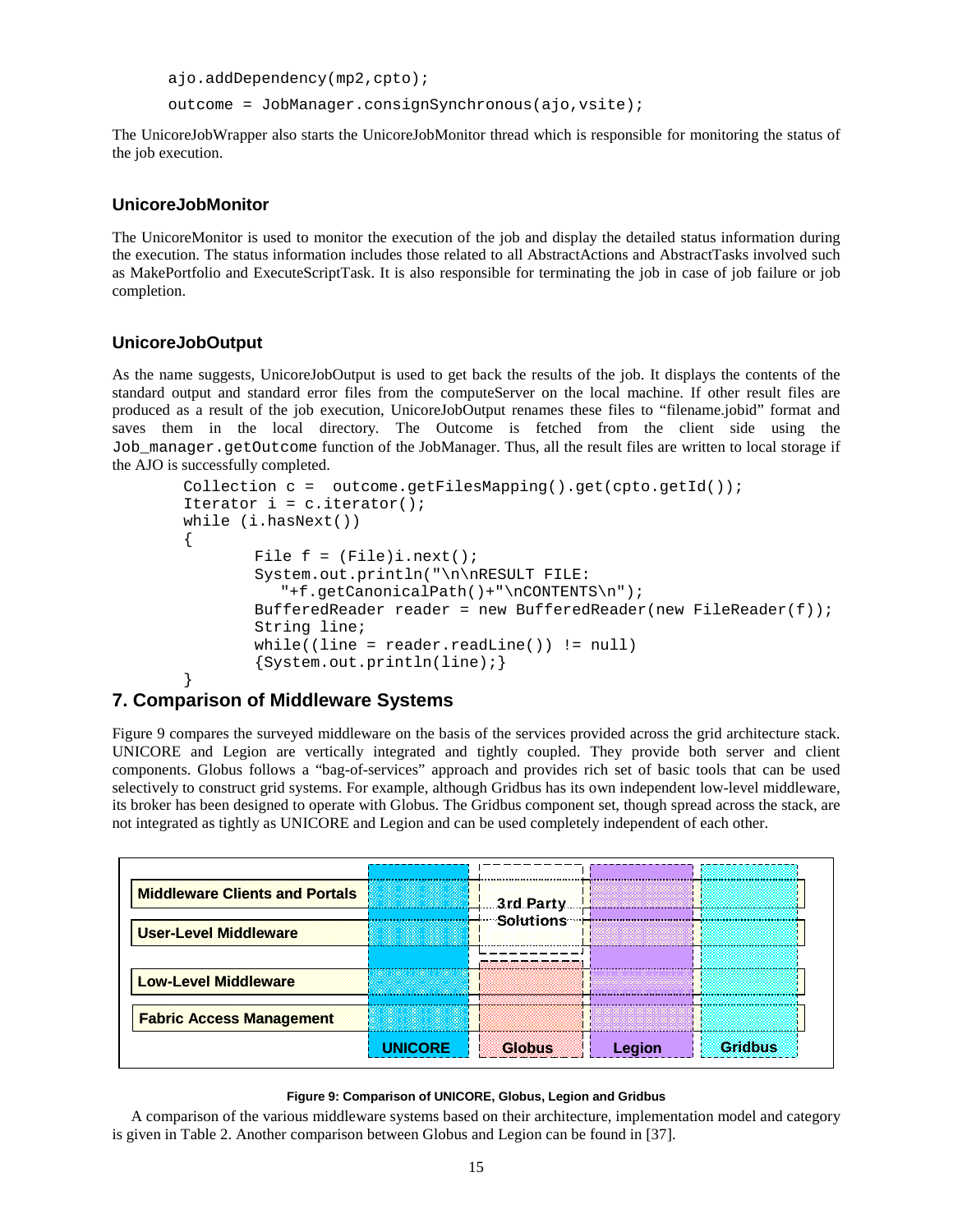```
ajo.addDependency(mp2,cpto);
outcome = JobManager.consignSynchronous(ajo,vsite);
```

The UnicoreJobWrapper also starts the UnicoreJobMonitor thread which is responsible for monitoring the status of the job execution.

### UnicoreJobMonitor

The UnicoreMonitor is used to monitor the execution of the job and display the detailed status information during the execution. The status information includes those related to all AbstractActions and AbstractTasks involved such as MakePortfolio and ExecuteScriptTask. It is also responsible for terminating the job in case of job failure or job completion.

### UnicoreJobOutput

As the name suggests, UnicoreJobOutput is used to get back the results of the job. It displays the contents of the standard output and standard error files from the computeServer on the local machine. If other result files are produced as a result of the job execution, UnicoreJobOutput renames these files to "filename.jobid" format and saves them in the local directory. The Outcome is fetched from the client side using the `Job_manager.getOutcome` function of the JobManager. Thus, all the result files are written to local storage if the AJO is successfully completed.

```
Collection c =  outcome.getFilesMapping().get(cpto.getId());
Iterator i = c.iterator();
while (i.hasNext())
{
        File f = (File)i.next();
        System.out.println("\n\nRESULT FILE:
           "+f.getCanonicalPath()+"\nCONTENTS\n");
        BufferedReader reader = new BufferedReader(new FileReader(f));
        String line;
        while((line = reader.readLine()) != null)
        {System.out.println(line);}
}
```

## 7. Comparison of Middleware Systems

Figure 9 compares the surveyed middleware on the basis of the services provided across the grid architecture stack. UNICORE and Legion are vertically integrated and tightly coupled. They provide both server and client components. Globus follows a "bag-of-services" approach and provides rich set of basic tools that can be used selectively to construct grid systems. For example, although Gridbus has its own independent low-level middleware, its broker has been designed to operate with Globus. The Gridbus component set, though spread across the stack, are not integrated as tightly as UNICORE and Legion and can be used completely independent of each other.

| | UNICORE | Globus | Legion | Gridbus |
|---|---|---|---|---|
| Middleware Clients and Portals | ✓ | 3rd Party Solutions | ✓ | ✓ |
| User-Level Middleware | ✓ | 3rd Party Solutions | ✓ | ✓ |
| Low-Level Middleware | ✓ | ✓ | ✓ | ✓ |
| Fabric Access Management | ✓ | ✓ | ✓ | ✓ |

**Figure 9: Comparison of UNICORE, Globus, Legion and Gridbus**

A comparison of the various middleware systems based on their architecture, implementation model and category is given in Table 2. Another comparison between Globus and Legion can be found in [37].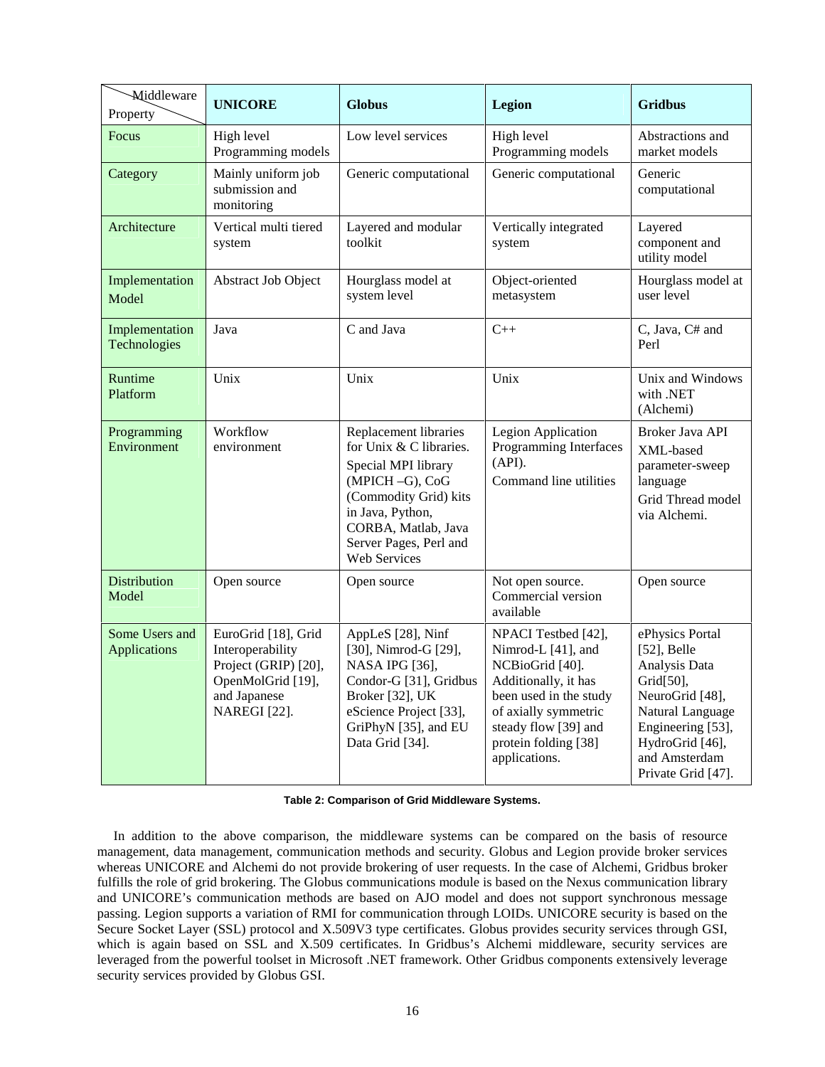| Middleware / Property | UNICORE | Globus | Legion | Gridbus |
| --- | --- | --- | --- | --- |
| Focus | High level Programming models | Low level services | High level Programming models | Abstractions and market models |
| Category | Mainly uniform job submission and monitoring | Generic computational | Generic computational | Generic computational |
| Architecture | Vertical multi tiered system | Layered and modular toolkit | Vertically integrated system | Layered component and utility model |
| Implementation Model | Abstract Job Object | Hourglass model at system level | Object-oriented metasystem | Hourglass model at user level |
| Implementation Technologies | Java | C and Java | C++ | C, Java, C# and Perl |
| Runtime Platform | Unix | Unix | Unix | Unix and Windows with .NET (Alchemi) |
| Programming Environment | Workflow environment | Replacement libraries for Unix & C libraries. Special MPI library (MPICH –G), CoG (Commodity Grid) kits in Java, Python, CORBA, Matlab, Java Server Pages, Perl and Web Services | Legion Application Programming Interfaces (API). Command line utilities | Broker Java API XML-based parameter-sweep language Grid Thread model via Alchemi. |
| Distribution Model | Open source | Open source | Not open source. Commercial version available | Open source |
| Some Users and Applications | EuroGrid [18], Grid Interoperability Project (GRIP) [20], OpenMolGrid [19], and Japanese NAREGI [22]. | AppLeS [28], Ninf [30], Nimrod-G [29], NASA IPG [36], Condor-G [31], Gridbus Broker [32], UK eScience Project [33], GriPhyN [35], and EU Data Grid [34]. | NPACI Testbed [42], Nimrod-L [41], and NCBioGrid [40]. Additionally, it has been used in the study of axially symmetric steady flow [39] and protein folding [38] applications. | ePhysics Portal [52], Belle Analysis Data Grid[50], NeuroGrid [48], Natural Language Engineering [53], HydroGrid [46], and Amsterdam Private Grid [47]. |

**Table 2: Comparison of Grid Middleware Systems.**

In addition to the above comparison, the middleware systems can be compared on the basis of resource management, data management, communication methods and security. Globus and Legion provide broker services whereas UNICORE and Alchemi do not provide brokering of user requests. In the case of Alchemi, Gridbus broker fulfills the role of grid brokering. The Globus communications module is based on the Nexus communication library and UNICORE's communication methods are based on AJO model and does not support synchronous message passing. Legion supports a variation of RMI for communication through LOIDs. UNICORE security is based on the Secure Socket Layer (SSL) protocol and X.509V3 type certificates. Globus provides security services through GSI, which is again based on SSL and X.509 certificates. In Gridbus's Alchemi middleware, security services are leveraged from the powerful toolset in Microsoft .NET framework. Other Gridbus components extensively leverage security services provided by Globus GSI.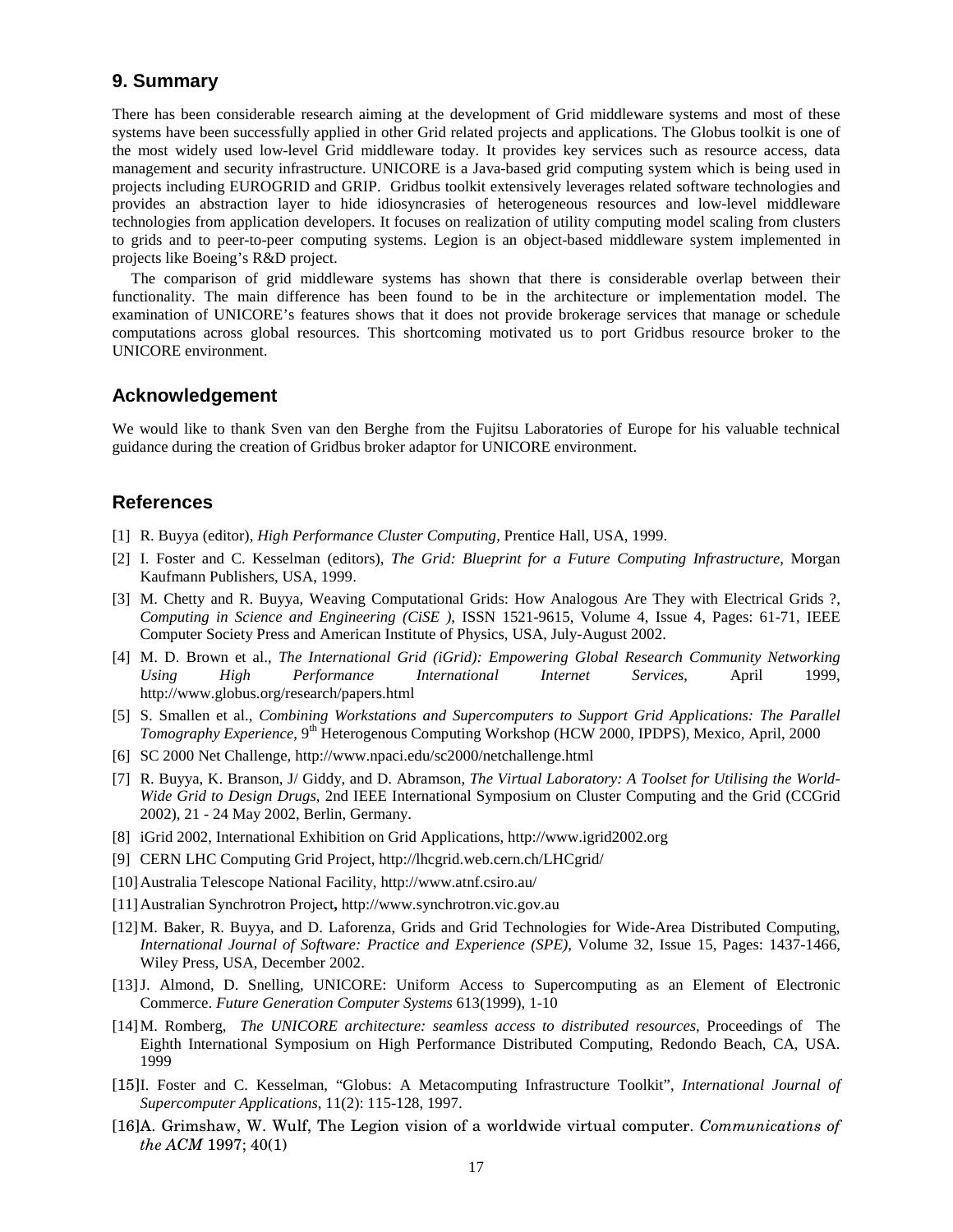## 9. Summary

There has been considerable research aiming at the development of Grid middleware systems and most of these systems have been successfully applied in other Grid related projects and applications. The Globus toolkit is one of the most widely used low-level Grid middleware today. It provides key services such as resource access, data management and security infrastructure. UNICORE is a Java-based grid computing system which is being used in projects including EUROGRID and GRIP. Gridbus toolkit extensively leverages related software technologies and provides an abstraction layer to hide idiosyncrasies of heterogeneous resources and low-level middleware technologies from application developers. It focuses on realization of utility computing model scaling from clusters to grids and to peer-to-peer computing systems. Legion is an object-based middleware system implemented in projects like Boeing's R&D project.

The comparison of grid middleware systems has shown that there is considerable overlap between their functionality. The main difference has been found to be in the architecture or implementation model. The examination of UNICORE's features shows that it does not provide brokerage services that manage or schedule computations across global resources. This shortcoming motivated us to port Gridbus resource broker to the UNICORE environment.

## Acknowledgement

We would like to thank Sven van den Berghe from the Fujitsu Laboratories of Europe for his valuable technical guidance during the creation of Gridbus broker adaptor for UNICORE environment.

## References

[1] R. Buyya (editor), *High Performance Cluster Computing*, Prentice Hall, USA, 1999.

[2] I. Foster and C. Kesselman (editors), *The Grid: Blueprint for a Future Computing Infrastructure*, Morgan Kaufmann Publishers, USA, 1999.

[3] M. Chetty and R. Buyya, Weaving Computational Grids: How Analogous Are They with Electrical Grids ?, *Computing in Science and Engineering (CiSE )*, ISSN 1521-9615, Volume 4, Issue 4, Pages: 61-71, IEEE Computer Society Press and American Institute of Physics, USA, July-August 2002.

[4] M. D. Brown et al., *The International Grid (iGrid): Empowering Global Research Community Networking Using High Performance International Internet Services*, April 1999, http://www.globus.org/research/papers.html

[5] S. Smallen et al., *Combining Workstations and Supercomputers to Support Grid Applications: The Parallel Tomography Experience*, 9th Heterogenous Computing Workshop (HCW 2000, IPDPS), Mexico, April, 2000

[6] SC 2000 Net Challenge, http://www.npaci.edu/sc2000/netchallenge.html

[7] R. Buyya, K. Branson, J/ Giddy, and D. Abramson, *The Virtual Laboratory: A Toolset for Utilising the World-Wide Grid to Design Drugs*, 2nd IEEE International Symposium on Cluster Computing and the Grid (CCGrid 2002), 21 - 24 May 2002, Berlin, Germany.

[8] iGrid 2002, International Exhibition on Grid Applications, http://www.igrid2002.org

[9] CERN LHC Computing Grid Project, http://lhcgrid.web.cern.ch/LHCgrid/

[10] Australia Telescope National Facility, http://www.atnf.csiro.au/

[11] Australian Synchrotron Project**,** http://www.synchrotron.vic.gov.au

[12] M. Baker, R. Buyya, and D. Laforenza, Grids and Grid Technologies for Wide-Area Distributed Computing, *International Journal of Software: Practice and Experience (SPE)*, Volume 32, Issue 15, Pages: 1437-1466, Wiley Press, USA, December 2002.

[13] J. Almond, D. Snelling, UNICORE: Uniform Access to Supercomputing as an Element of Electronic Commerce. *Future Generation Computer Systems* 613(1999), 1-10

[14] M. Romberg, *The UNICORE architecture: seamless access to distributed resources*, Proceedings of The Eighth International Symposium on High Performance Distributed Computing, Redondo Beach, CA, USA. 1999

[15] I. Foster and C. Kesselman, "Globus: A Metacomputing Infrastructure Toolkit", *International Journal of Supercomputer Applications*, 11(2): 115-128, 1997.

[16] A. Grimshaw, W. Wulf, The Legion vision of a worldwide virtual computer. *Communications of the ACM* 1997; 40(1)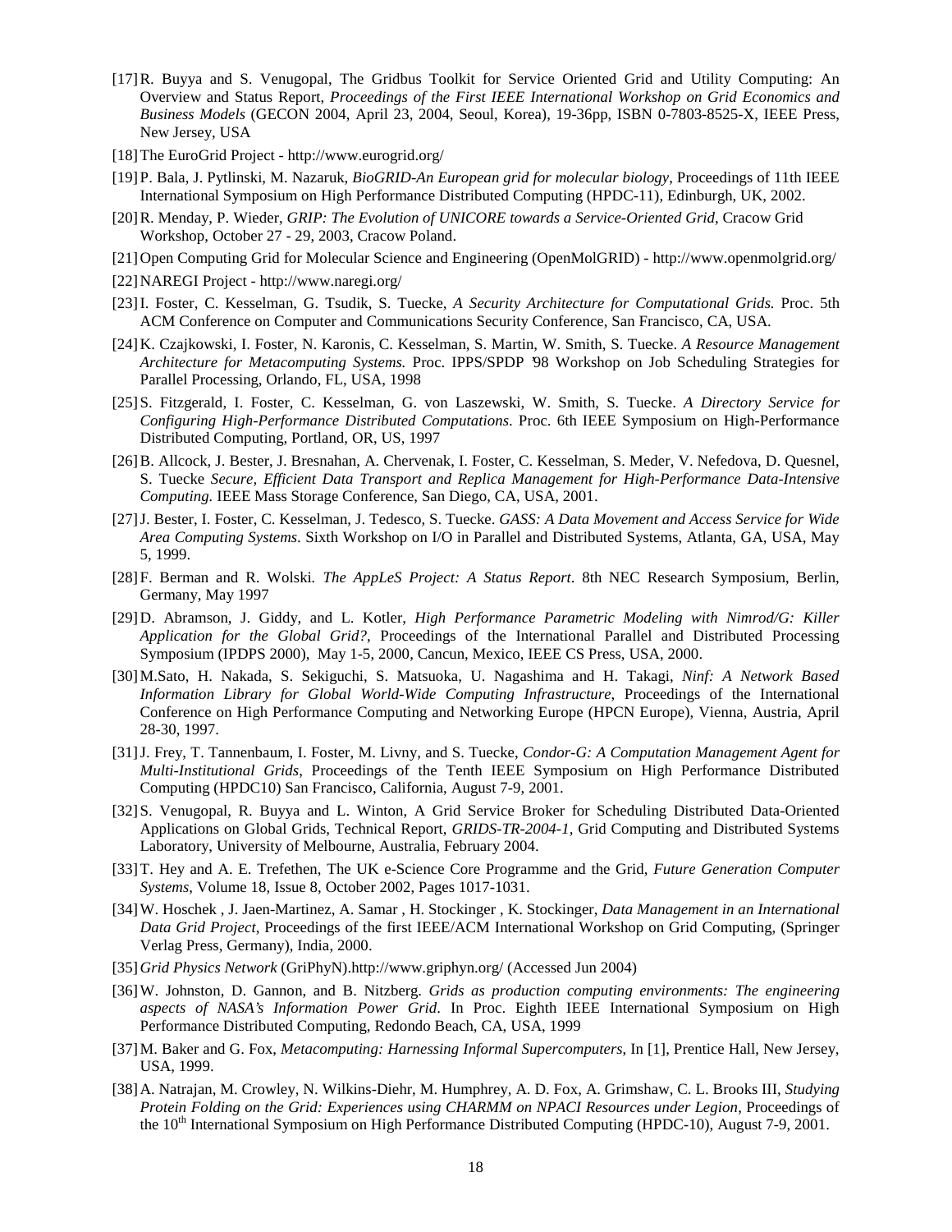[17] R. Buyya and S. Venugopal, The Gridbus Toolkit for Service Oriented Grid and Utility Computing: An Overview and Status Report, *Proceedings of the First IEEE International Workshop on Grid Economics and Business Models* (GECON 2004, April 23, 2004, Seoul, Korea), 19-36pp, ISBN 0-7803-8525-X, IEEE Press, New Jersey, USA

[18] The EuroGrid Project - http://www.eurogrid.org/

[19] P. Bala, J. Pytlinski, M. Nazaruk, *BioGRID-An European grid for molecular biology*, Proceedings of 11th IEEE International Symposium on High Performance Distributed Computing (HPDC-11), Edinburgh, UK, 2002.

[20] R. Menday, P. Wieder, *GRIP: The Evolution of UNICORE towards a Service-Oriented Grid*, Cracow Grid Workshop, October 27 - 29, 2003, Cracow Poland.

[21] Open Computing Grid for Molecular Science and Engineering (OpenMolGRID) - http://www.openmolgrid.org/

[22] NAREGI Project - http://www.naregi.org/

[23] I. Foster, C. Kesselman, G. Tsudik, S. Tuecke, *A Security Architecture for Computational Grids.* Proc. 5th ACM Conference on Computer and Communications Security Conference, San Francisco, CA, USA.

[24] K. Czajkowski, I. Foster, N. Karonis, C. Kesselman, S. Martin, W. Smith, S. Tuecke. *A Resource Management Architecture for Metacomputing Systems.* Proc. IPPS/SPDP '98 Workshop on Job Scheduling Strategies for Parallel Processing, Orlando, FL, USA, 1998

[25] S. Fitzgerald, I. Foster, C. Kesselman, G. von Laszewski, W. Smith, S. Tuecke. *A Directory Service for Configuring High-Performance Distributed Computations.* Proc. 6th IEEE Symposium on High-Performance Distributed Computing, Portland, OR, US, 1997

[26] B. Allcock, J. Bester, J. Bresnahan, A. Chervenak, I. Foster, C. Kesselman, S. Meder, V. Nefedova, D. Quesnel, S. Tuecke *Secure, Efficient Data Transport and Replica Management for High-Performance Data-Intensive Computing.* IEEE Mass Storage Conference, San Diego, CA, USA, 2001.

[27] J. Bester, I. Foster, C. Kesselman, J. Tedesco, S. Tuecke. *GASS: A Data Movement and Access Service for Wide Area Computing Systems.* Sixth Workshop on I/O in Parallel and Distributed Systems, Atlanta, GA, USA, May 5, 1999.

[28] F. Berman and R. Wolski. *The AppLeS Project: A Status Report*. 8th NEC Research Symposium, Berlin, Germany, May 1997

[29] D. Abramson, J. Giddy, and L. Kotler, *High Performance Parametric Modeling with Nimrod/G: Killer Application for the Global Grid?*, Proceedings of the International Parallel and Distributed Processing Symposium (IPDPS 2000), May 1-5, 2000, Cancun, Mexico, IEEE CS Press, USA, 2000.

[30] M.Sato, H. Nakada, S. Sekiguchi, S. Matsuoka, U. Nagashima and H. Takagi, *Ninf: A Network Based Information Library for Global World-Wide Computing Infrastructure*, Proceedings of the International Conference on High Performance Computing and Networking Europe (HPCN Europe), Vienna, Austria, April 28-30, 1997.

[31] J. Frey, T. Tannenbaum, I. Foster, M. Livny, and S. Tuecke, *Condor-G: A Computation Management Agent for Multi-Institutional Grids*, Proceedings of the Tenth IEEE Symposium on High Performance Distributed Computing (HPDC10) San Francisco, California, August 7-9, 2001.

[32] S. Venugopal, R. Buyya and L. Winton, A Grid Service Broker for Scheduling Distributed Data-Oriented Applications on Global Grids, Technical Report, *GRIDS-TR-2004-1*, Grid Computing and Distributed Systems Laboratory, University of Melbourne, Australia, February 2004.

[33] T. Hey and A. E. Trefethen, The UK e-Science Core Programme and the Grid, *Future Generation Computer Systems*, Volume 18, Issue 8, October 2002, Pages 1017-1031.

[34] W. Hoschek , J. Jaen-Martinez, A. Samar , H. Stockinger , K. Stockinger, *Data Management in an International Data Grid Project*, Proceedings of the first IEEE/ACM International Workshop on Grid Computing, (Springer Verlag Press, Germany), India, 2000.

[35] *Grid Physics Network* (GriPhyN).http://www.griphyn.org/ (Accessed Jun 2004)

[36] W. Johnston, D. Gannon, and B. Nitzberg. *Grids as production computing environments: The engineering aspects of NASA's Information Power Grid*. In Proc. Eighth IEEE International Symposium on High Performance Distributed Computing, Redondo Beach, CA, USA, 1999

[37] M. Baker and G. Fox, *Metacomputing: Harnessing Informal Supercomputers*, In [1], Prentice Hall, New Jersey, USA, 1999.

[38] A. Natrajan, M. Crowley, N. Wilkins-Diehr, M. Humphrey, A. D. Fox, A. Grimshaw, C. L. Brooks III, *Studying Protein Folding on the Grid: Experiences using CHARMM on NPACI Resources under Legion*, Proceedings of the 10th International Symposium on High Performance Distributed Computing (HPDC-10), August 7-9, 2001.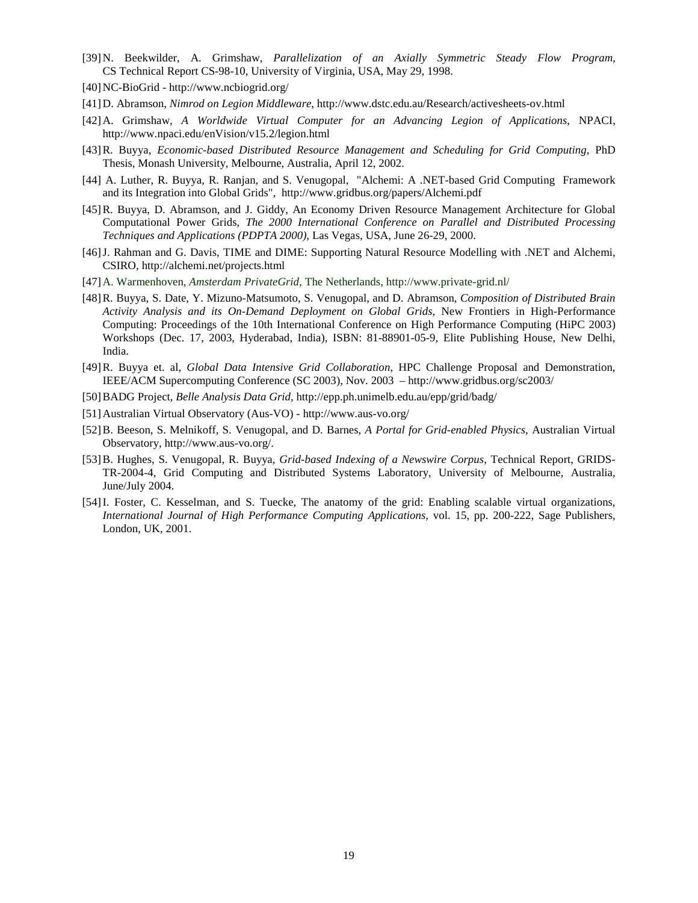[39] N. Beekwilder, A. Grimshaw, *Parallelization of an Axially Symmetric Steady Flow Program*, CS Technical Report CS-98-10, University of Virginia, USA, May 29, 1998.

[40] NC-BioGrid - http://www.ncbiogrid.org/

[41] D. Abramson, *Nimrod on Legion Middleware*, http://www.dstc.edu.au/Research/activesheets-ov.html

[42] A. Grimshaw, *A Worldwide Virtual Computer for an Advancing Legion of Applications*, NPACI, http://www.npaci.edu/enVision/v15.2/legion.html

[43] R. Buyya, *Economic-based Distributed Resource Management and Scheduling for Grid Computing*, PhD Thesis, Monash University, Melbourne, Australia, April 12, 2002.

[44] A. Luther, R. Buyya, R. Ranjan, and S. Venugopal, "Alchemi: A .NET-based Grid Computing Framework and its Integration into Global Grids", http://www.gridbus.org/papers/Alchemi.pdf

[45] R. Buyya, D. Abramson, and J. Giddy, An Economy Driven Resource Management Architecture for Global Computational Power Grids, *The 2000 International Conference on Parallel and Distributed Processing Techniques and Applications (PDPTA 2000),* Las Vegas, USA, June 26-29, 2000.

[46] J. Rahman and G. Davis, TIME and DIME: Supporting Natural Resource Modelling with .NET and Alchemi, CSIRO, http://alchemi.net/projects.html

[47] A. Warmenhoven, *Amsterdam PrivateGrid*, The Netherlands, http://www.private-grid.nl/

[48] R. Buyya, S. Date, Y. Mizuno-Matsumoto, S. Venugopal, and D. Abramson, *Composition of Distributed Brain Activity Analysis and its On-Demand Deployment on Global Grids*, New Frontiers in High-Performance Computing: Proceedings of the 10th International Conference on High Performance Computing (HiPC 2003) Workshops (Dec. 17, 2003, Hyderabad, India), ISBN: 81-88901-05-9, Elite Publishing House, New Delhi, India.

[49] R. Buyya et. al, *Global Data Intensive Grid Collaboration*, HPC Challenge Proposal and Demonstration, IEEE/ACM Supercomputing Conference (SC 2003), Nov. 2003 – http://www.gridbus.org/sc2003/

[50] BADG Project, *Belle Analysis Data Grid*, http://epp.ph.unimelb.edu.au/epp/grid/badg/

[51] Australian Virtual Observatory (Aus-VO) - http://www.aus-vo.org/

[52] B. Beeson, S. Melnikoff, S. Venugopal, and D. Barnes, *A Portal for Grid-enabled Physics*, Australian Virtual Observatory, http://www.aus-vo.org/.

[53] B. Hughes, S. Venugopal, R. Buyya, *Grid-based Indexing of a Newswire Corpus*, Technical Report, GRIDS-TR-2004-4, Grid Computing and Distributed Systems Laboratory, University of Melbourne, Australia, June/July 2004.

[54] I. Foster, C. Kesselman, and S. Tuecke, The anatomy of the grid: Enabling scalable virtual organizations, *International Journal of High Performance Computing Applications*, vol. 15, pp. 200-222, Sage Publishers, London, UK, 2001.